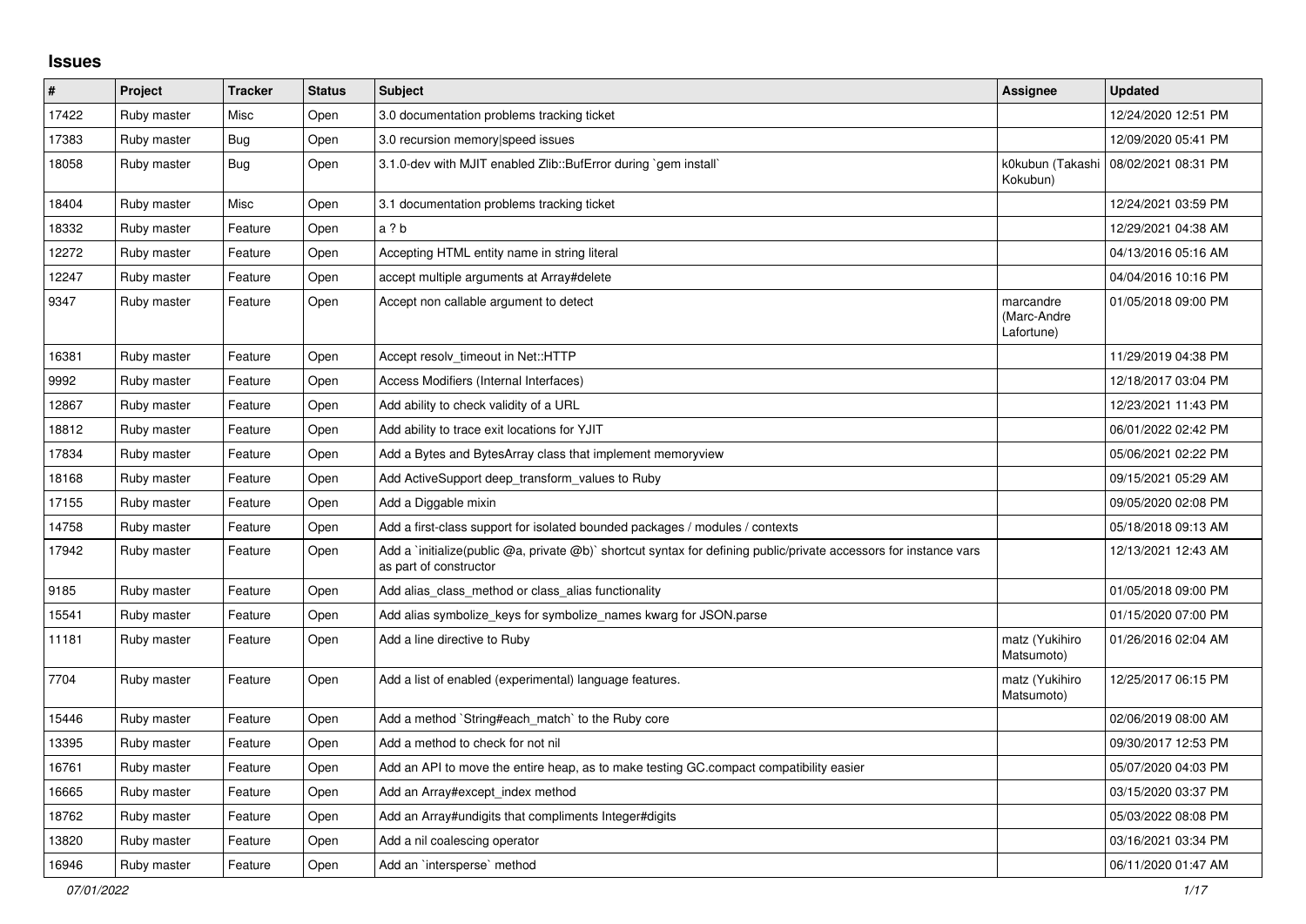# Issues

| # | Project | Tracker | Status | Subject | Assignee | Updated |
|---|---|---|---|---|---|---|
| 17422 | Ruby master | Misc | Open | 3.0 documentation problems tracking ticket | | 12/24/2020 12:51 PM |
| 17383 | Ruby master | Bug | Open | 3.0 recursion memory\|speed issues | | 12/09/2020 05:41 PM |
| 18058 | Ruby master | Bug | Open | 3.1.0-dev with MJIT enabled Zlib::BufError during `gem install` | k0kubun (Takashi Kokubun) | 08/02/2021 08:31 PM |
| 18404 | Ruby master | Misc | Open | 3.1 documentation problems tracking ticket | | 12/24/2021 03:59 PM |
| 18332 | Ruby master | Feature | Open | a ? b | | 12/29/2021 04:38 AM |
| 12272 | Ruby master | Feature | Open | Accepting HTML entity name in string literal | | 04/13/2016 05:16 AM |
| 12247 | Ruby master | Feature | Open | accept multiple arguments at Array#delete | | 04/04/2016 10:16 PM |
| 9347 | Ruby master | Feature | Open | Accept non callable argument to detect | marcandre (Marc-Andre Lafortune) | 01/05/2018 09:00 PM |
| 16381 | Ruby master | Feature | Open | Accept resolv_timeout in Net::HTTP | | 11/29/2019 04:38 PM |
| 9992 | Ruby master | Feature | Open | Access Modifiers (Internal Interfaces) | | 12/18/2017 03:04 PM |
| 12867 | Ruby master | Feature | Open | Add ability to check validity of a URL | | 12/23/2021 11:43 PM |
| 18812 | Ruby master | Feature | Open | Add ability to trace exit locations for YJIT | | 06/01/2022 02:42 PM |
| 17834 | Ruby master | Feature | Open | Add a Bytes and BytesArray class that implement memoryview | | 05/06/2021 02:22 PM |
| 18168 | Ruby master | Feature | Open | Add ActiveSupport deep_transform_values to Ruby | | 09/15/2021 05:29 AM |
| 17155 | Ruby master | Feature | Open | Add a Diggable mixin | | 09/05/2020 02:08 PM |
| 14758 | Ruby master | Feature | Open | Add a first-class support for isolated bounded packages / modules / contexts | | 05/18/2018 09:13 AM |
| 17942 | Ruby master | Feature | Open | Add a `initialize(public @a, private @b)` shortcut syntax for defining public/private accessors for instance vars as part of constructor | | 12/13/2021 12:43 AM |
| 9185 | Ruby master | Feature | Open | Add alias_class_method or class_alias functionality | | 01/05/2018 09:00 PM |
| 15541 | Ruby master | Feature | Open | Add alias symbolize_keys for symbolize_names kwarg for JSON.parse | | 01/15/2020 07:00 PM |
| 11181 | Ruby master | Feature | Open | Add a line directive to Ruby | matz (Yukihiro Matsumoto) | 01/26/2016 02:04 AM |
| 7704 | Ruby master | Feature | Open | Add a list of enabled (experimental) language features. | matz (Yukihiro Matsumoto) | 12/25/2017 06:15 PM |
| 15446 | Ruby master | Feature | Open | Add a method `String#each_match` to the Ruby core | | 02/06/2019 08:00 AM |
| 13395 | Ruby master | Feature | Open | Add a method to check for not nil | | 09/30/2017 12:53 PM |
| 16761 | Ruby master | Feature | Open | Add an API to move the entire heap, as to make testing GC.compact compatibility easier | | 05/07/2020 04:03 PM |
| 16665 | Ruby master | Feature | Open | Add an Array#except_index method | | 03/15/2020 03:37 PM |
| 18762 | Ruby master | Feature | Open | Add an Array#undigits that compliments Integer#digits | | 05/03/2022 08:08 PM |
| 13820 | Ruby master | Feature | Open | Add a nil coalescing operator | | 03/16/2021 03:34 PM |
| 16946 | Ruby master | Feature | Open | Add an `intersperse` method | | 06/11/2020 01:47 AM |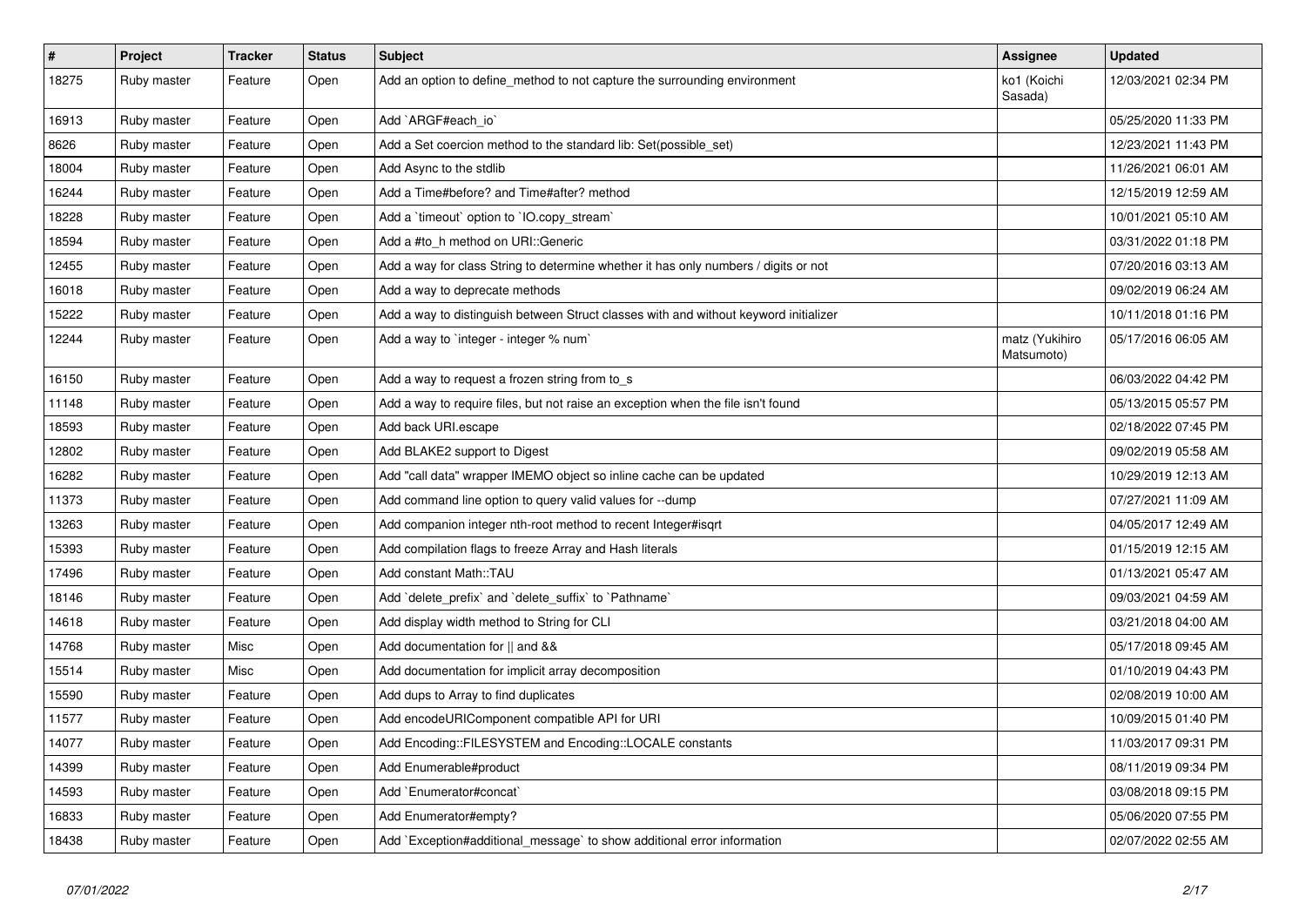| # | Project | Tracker | Status | Subject | Assignee | Updated |
|---|---|---|---|---|---|---|
| 18275 | Ruby master | Feature | Open | Add an option to define_method to not capture the surrounding environment | ko1 (Koichi Sasada) | 12/03/2021 02:34 PM |
| 16913 | Ruby master | Feature | Open | Add `ARGF#each_io` | | 05/25/2020 11:33 PM |
| 8626 | Ruby master | Feature | Open | Add a Set coercion method to the standard lib: Set(possible_set) | | 12/23/2021 11:43 PM |
| 18004 | Ruby master | Feature | Open | Add Async to the stdlib | | 11/26/2021 06:01 AM |
| 16244 | Ruby master | Feature | Open | Add a Time#before? and Time#after? method | | 12/15/2019 12:59 AM |
| 18228 | Ruby master | Feature | Open | Add a `timeout` option to `IO.copy_stream` | | 10/01/2021 05:10 AM |
| 18594 | Ruby master | Feature | Open | Add a #to_h method on URI::Generic | | 03/31/2022 01:18 PM |
| 12455 | Ruby master | Feature | Open | Add a way for class String to determine whether it has only numbers / digits or not | | 07/20/2016 03:13 AM |
| 16018 | Ruby master | Feature | Open | Add a way to deprecate methods | | 09/02/2019 06:24 AM |
| 15222 | Ruby master | Feature | Open | Add a way to distinguish between Struct classes with and without keyword initializer | | 10/11/2018 01:16 PM |
| 12244 | Ruby master | Feature | Open | Add a way to `integer - integer % num` | matz (Yukihiro Matsumoto) | 05/17/2016 06:05 AM |
| 16150 | Ruby master | Feature | Open | Add a way to request a frozen string from to_s | | 06/03/2022 04:42 PM |
| 11148 | Ruby master | Feature | Open | Add a way to require files, but not raise an exception when the file isn't found | | 05/13/2015 05:57 PM |
| 18593 | Ruby master | Feature | Open | Add back URI.escape | | 02/18/2022 07:45 PM |
| 12802 | Ruby master | Feature | Open | Add BLAKE2 support to Digest | | 09/02/2019 05:58 AM |
| 16282 | Ruby master | Feature | Open | Add "call data" wrapper IMEMO object so inline cache can be updated | | 10/29/2019 12:13 AM |
| 11373 | Ruby master | Feature | Open | Add command line option to query valid values for --dump | | 07/27/2021 11:09 AM |
| 13263 | Ruby master | Feature | Open | Add companion integer nth-root method to recent Integer#isqrt | | 04/05/2017 12:49 AM |
| 15393 | Ruby master | Feature | Open | Add compilation flags to freeze Array and Hash literals | | 01/15/2019 12:15 AM |
| 17496 | Ruby master | Feature | Open | Add constant Math::TAU | | 01/13/2021 05:47 AM |
| 18146 | Ruby master | Feature | Open | Add `delete_prefix` and `delete_suffix` to `Pathname` | | 09/03/2021 04:59 AM |
| 14618 | Ruby master | Feature | Open | Add display width method to String for CLI | | 03/21/2018 04:00 AM |
| 14768 | Ruby master | Misc | Open | Add documentation for \|\| and && | | 05/17/2018 09:45 AM |
| 15514 | Ruby master | Misc | Open | Add documentation for implicit array decomposition | | 01/10/2019 04:43 PM |
| 15590 | Ruby master | Feature | Open | Add dups to Array to find duplicates | | 02/08/2019 10:00 AM |
| 11577 | Ruby master | Feature | Open | Add encodeURIComponent compatible API for URI | | 10/09/2015 01:40 PM |
| 14077 | Ruby master | Feature | Open | Add Encoding::FILESYSTEM and Encoding::LOCALE constants | | 11/03/2017 09:31 PM |
| 14399 | Ruby master | Feature | Open | Add Enumerable#product | | 08/11/2019 09:34 PM |
| 14593 | Ruby master | Feature | Open | Add `Enumerator#concat` | | 03/08/2018 09:15 PM |
| 16833 | Ruby master | Feature | Open | Add Enumerator#empty? | | 05/06/2020 07:55 PM |
| 18438 | Ruby master | Feature | Open | Add `Exception#additional_message` to show additional error information | | 02/07/2022 02:55 AM |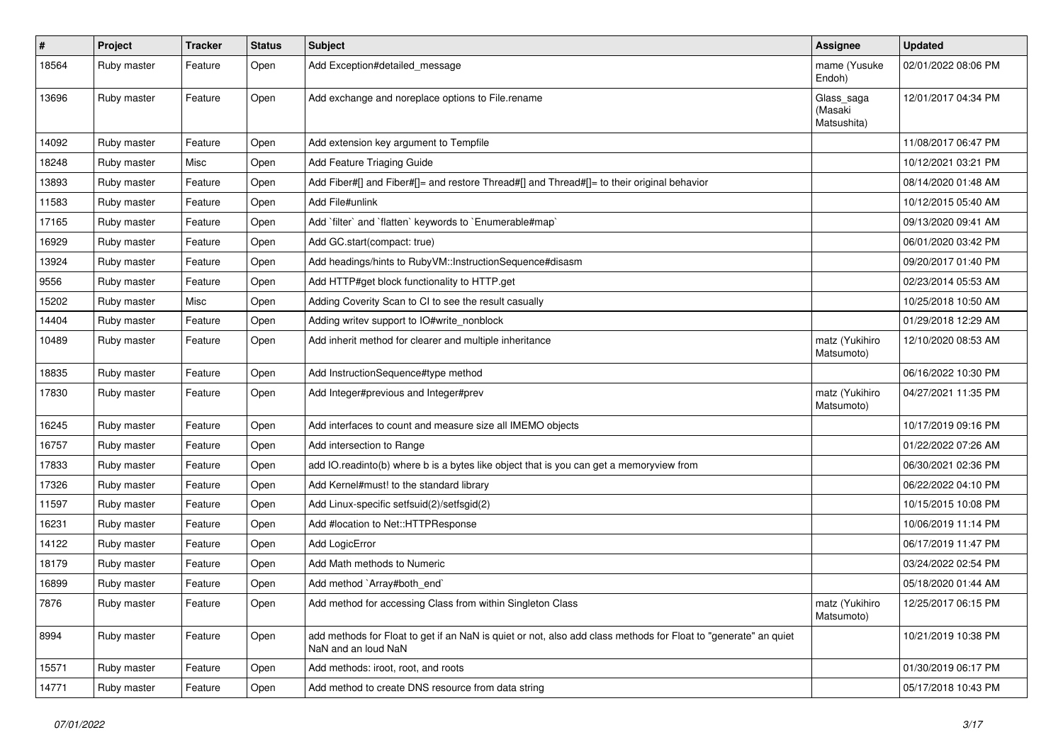| # | Project | Tracker | Status | Subject | Assignee | Updated |
|---|---|---|---|---|---|---|
| 18564 | Ruby master | Feature | Open | Add Exception#detailed_message | mame (Yusuke Endoh) | 02/01/2022 08:06 PM |
| 13696 | Ruby master | Feature | Open | Add exchange and noreplace options to File.rename | Glass_saga (Masaki Matsushita) | 12/01/2017 04:34 PM |
| 14092 | Ruby master | Feature | Open | Add extension key argument to Tempfile | | 11/08/2017 06:47 PM |
| 18248 | Ruby master | Misc | Open | Add Feature Triaging Guide | | 10/12/2021 03:21 PM |
| 13893 | Ruby master | Feature | Open | Add Fiber#[] and Fiber#[]= and restore Thread#[] and Thread#[]= to their original behavior | | 08/14/2020 01:48 AM |
| 11583 | Ruby master | Feature | Open | Add File#unlink | | 10/12/2015 05:40 AM |
| 17165 | Ruby master | Feature | Open | Add `filter` and `flatten` keywords to `Enumerable#map` | | 09/13/2020 09:41 AM |
| 16929 | Ruby master | Feature | Open | Add GC.start(compact: true) | | 06/01/2020 03:42 PM |
| 13924 | Ruby master | Feature | Open | Add headings/hints to RubyVM::InstructionSequence#disasm | | 09/20/2017 01:40 PM |
| 9556 | Ruby master | Feature | Open | Add HTTP#get block functionality to HTTP.get | | 02/23/2014 05:53 AM |
| 15202 | Ruby master | Misc | Open | Adding Coverity Scan to CI to see the result casually | | 10/25/2018 10:50 AM |
| 14404 | Ruby master | Feature | Open | Adding writev support to IO#write_nonblock | | 01/29/2018 12:29 AM |
| 10489 | Ruby master | Feature | Open | Add inherit method for clearer and multiple inheritance | matz (Yukihiro Matsumoto) | 12/10/2020 08:53 AM |
| 18835 | Ruby master | Feature | Open | Add InstructionSequence#type method | | 06/16/2022 10:30 PM |
| 17830 | Ruby master | Feature | Open | Add Integer#previous and Integer#prev | matz (Yukihiro Matsumoto) | 04/27/2021 11:35 PM |
| 16245 | Ruby master | Feature | Open | Add interfaces to count and measure size all IMEMO objects | | 10/17/2019 09:16 PM |
| 16757 | Ruby master | Feature | Open | Add intersection to Range | | 01/22/2022 07:26 AM |
| 17833 | Ruby master | Feature | Open | add IO.readinto(b) where b is a bytes like object that is you can get a memoryview from | | 06/30/2021 02:36 PM |
| 17326 | Ruby master | Feature | Open | Add Kernel#must! to the standard library | | 06/22/2022 04:10 PM |
| 11597 | Ruby master | Feature | Open | Add Linux-specific setfsuid(2)/setfsgid(2) | | 10/15/2015 10:08 PM |
| 16231 | Ruby master | Feature | Open | Add #location to Net::HTTPResponse | | 10/06/2019 11:14 PM |
| 14122 | Ruby master | Feature | Open | Add LogicError | | 06/17/2019 11:47 PM |
| 18179 | Ruby master | Feature | Open | Add Math methods to Numeric | | 03/24/2022 02:54 PM |
| 16899 | Ruby master | Feature | Open | Add method `Array#both_end` | | 05/18/2020 01:44 AM |
| 7876 | Ruby master | Feature | Open | Add method for accessing Class from within Singleton Class | matz (Yukihiro Matsumoto) | 12/25/2017 06:15 PM |
| 8994 | Ruby master | Feature | Open | add methods for Float to get if an NaN is quiet or not, also add class methods for Float to "generate" an quiet NaN and an loud NaN | | 10/21/2019 10:38 PM |
| 15571 | Ruby master | Feature | Open | Add methods: iroot, root, and roots | | 01/30/2019 06:17 PM |
| 14771 | Ruby master | Feature | Open | Add method to create DNS resource from data string | | 05/17/2018 10:43 PM |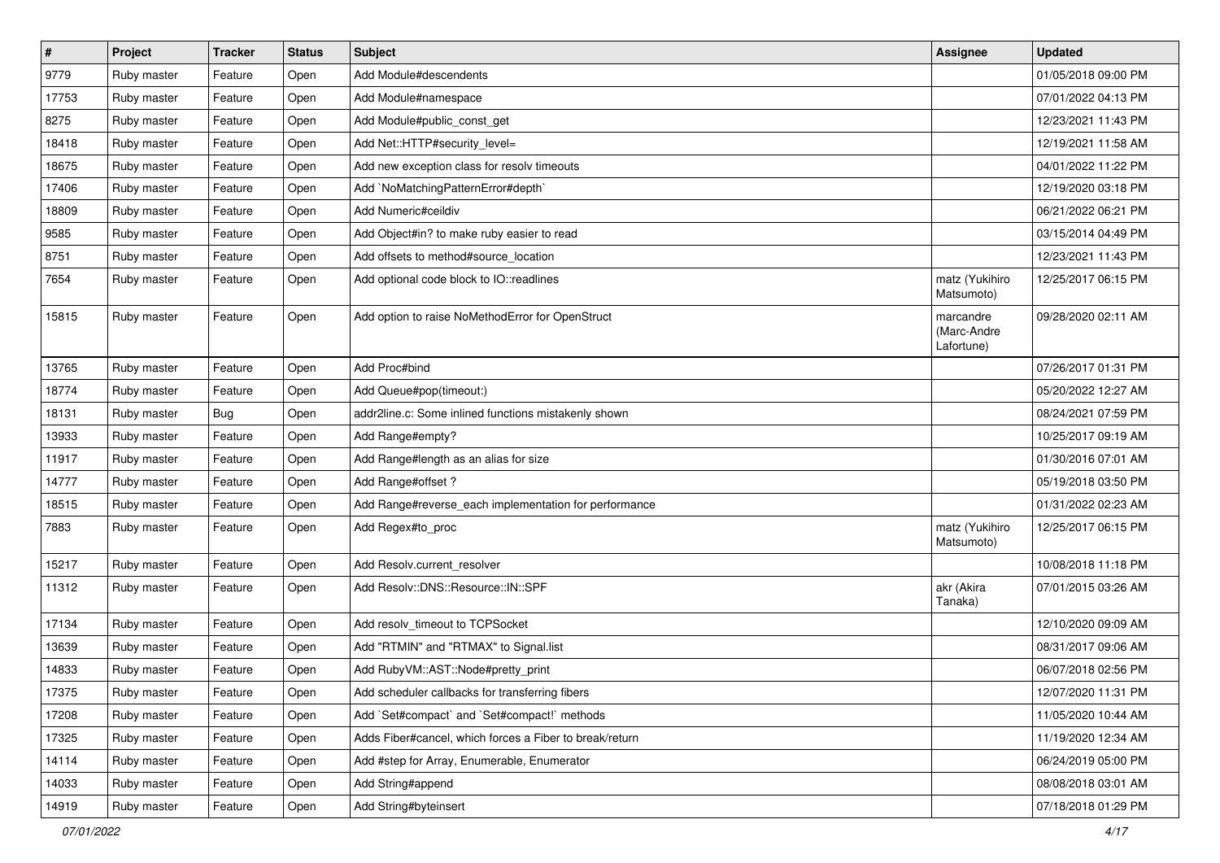| # | Project | Tracker | Status | Subject | Assignee | Updated |
|---|---|---|---|---|---|---|
| 9779 | Ruby master | Feature | Open | Add Module#descendents | | 01/05/2018 09:00 PM |
| 17753 | Ruby master | Feature | Open | Add Module#namespace | | 07/01/2022 04:13 PM |
| 8275 | Ruby master | Feature | Open | Add Module#public_const_get | | 12/23/2021 11:43 PM |
| 18418 | Ruby master | Feature | Open | Add Net::HTTP#security_level= | | 12/19/2021 11:58 AM |
| 18675 | Ruby master | Feature | Open | Add new exception class for resolv timeouts | | 04/01/2022 11:22 PM |
| 17406 | Ruby master | Feature | Open | Add `NoMatchingPatternError#depth` | | 12/19/2020 03:18 PM |
| 18809 | Ruby master | Feature | Open | Add Numeric#ceildiv | | 06/21/2022 06:21 PM |
| 9585 | Ruby master | Feature | Open | Add Object#in? to make ruby easier to read | | 03/15/2014 04:49 PM |
| 8751 | Ruby master | Feature | Open | Add offsets to method#source_location | | 12/23/2021 11:43 PM |
| 7654 | Ruby master | Feature | Open | Add optional code block to IO::readlines | matz (Yukihiro Matsumoto) | 12/25/2017 06:15 PM |
| 15815 | Ruby master | Feature | Open | Add option to raise NoMethodError for OpenStruct | marcandre (Marc-Andre Lafortune) | 09/28/2020 02:11 AM |
| 13765 | Ruby master | Feature | Open | Add Proc#bind | | 07/26/2017 01:31 PM |
| 18774 | Ruby master | Feature | Open | Add Queue#pop(timeout:) | | 05/20/2022 12:27 AM |
| 18131 | Ruby master | Bug | Open | addr2line.c: Some inlined functions mistakenly shown | | 08/24/2021 07:59 PM |
| 13933 | Ruby master | Feature | Open | Add Range#empty? | | 10/25/2017 09:19 AM |
| 11917 | Ruby master | Feature | Open | Add Range#length as an alias for size | | 01/30/2016 07:01 AM |
| 14777 | Ruby master | Feature | Open | Add Range#offset ? | | 05/19/2018 03:50 PM |
| 18515 | Ruby master | Feature | Open | Add Range#reverse_each implementation for performance | | 01/31/2022 02:23 AM |
| 7883 | Ruby master | Feature | Open | Add Regex#to_proc | matz (Yukihiro Matsumoto) | 12/25/2017 06:15 PM |
| 15217 | Ruby master | Feature | Open | Add Resolv.current_resolver | | 10/08/2018 11:18 PM |
| 11312 | Ruby master | Feature | Open | Add Resolv::DNS::Resource::IN::SPF | akr (Akira Tanaka) | 07/01/2015 03:26 AM |
| 17134 | Ruby master | Feature | Open | Add resolv_timeout to TCPSocket | | 12/10/2020 09:09 AM |
| 13639 | Ruby master | Feature | Open | Add "RTMIN" and "RTMAX" to Signal.list | | 08/31/2017 09:06 AM |
| 14833 | Ruby master | Feature | Open | Add RubyVM::AST::Node#pretty_print | | 06/07/2018 02:56 PM |
| 17375 | Ruby master | Feature | Open | Add scheduler callbacks for transferring fibers | | 12/07/2020 11:31 PM |
| 17208 | Ruby master | Feature | Open | Add `Set#compact` and `Set#compact!` methods | | 11/05/2020 10:44 AM |
| 17325 | Ruby master | Feature | Open | Adds Fiber#cancel, which forces a Fiber to break/return | | 11/19/2020 12:34 AM |
| 14114 | Ruby master | Feature | Open | Add #step for Array, Enumerable, Enumerator | | 06/24/2019 05:00 PM |
| 14033 | Ruby master | Feature | Open | Add String#append | | 08/08/2018 03:01 AM |
| 14919 | Ruby master | Feature | Open | Add String#byteinsert | | 07/18/2018 01:29 PM |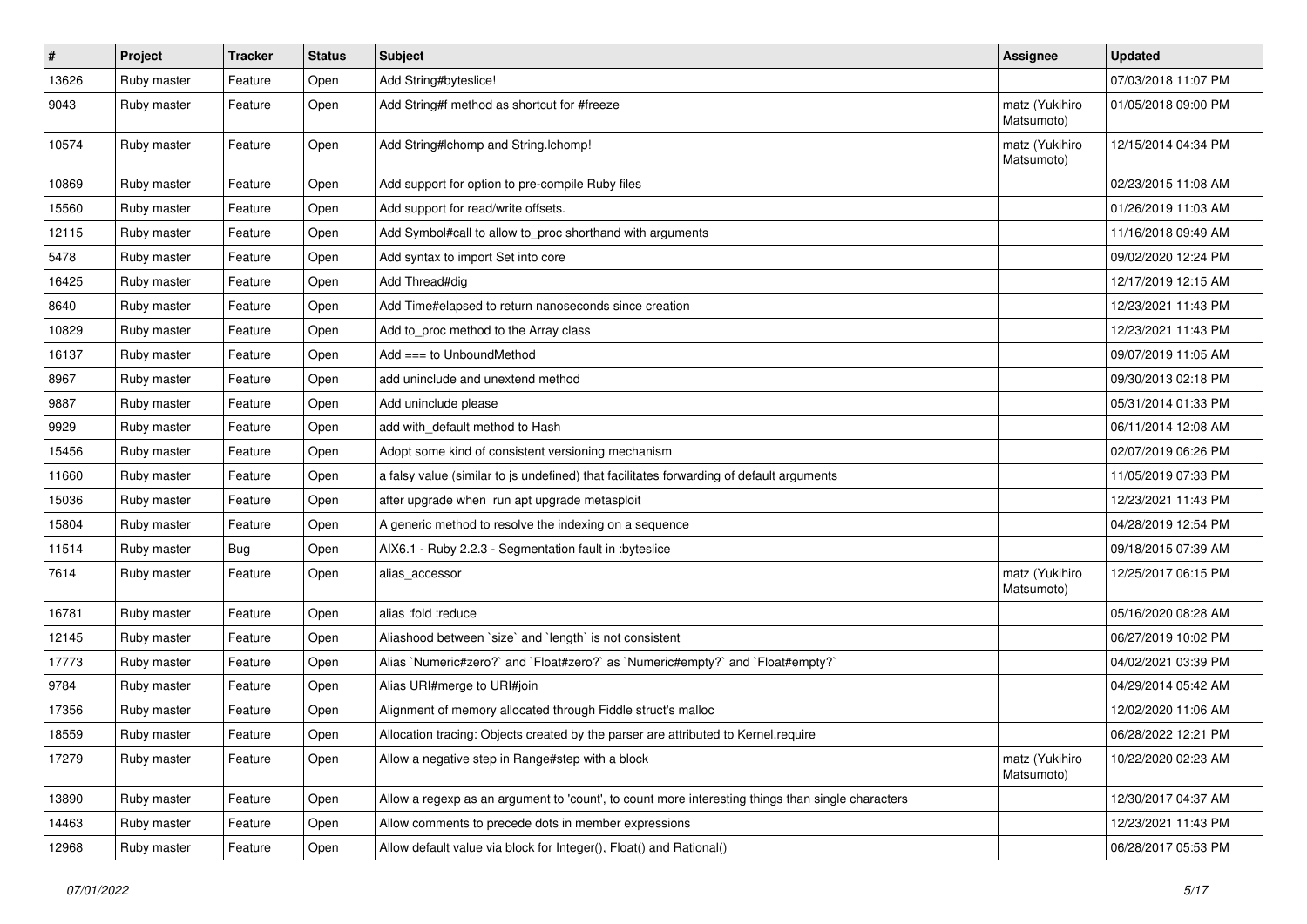| # | Project | Tracker | Status | Subject | Assignee | Updated |
|---|---|---|---|---|---|---|
| 13626 | Ruby master | Feature | Open | Add String#byteslice! | | 07/03/2018 11:07 PM |
| 9043 | Ruby master | Feature | Open | Add String#f method as shortcut for #freeze | matz (Yukihiro Matsumoto) | 01/05/2018 09:00 PM |
| 10574 | Ruby master | Feature | Open | Add String#lchomp and String.lchomp! | matz (Yukihiro Matsumoto) | 12/15/2014 04:34 PM |
| 10869 | Ruby master | Feature | Open | Add support for option to pre-compile Ruby files | | 02/23/2015 11:08 AM |
| 15560 | Ruby master | Feature | Open | Add support for read/write offsets. | | 01/26/2019 11:03 AM |
| 12115 | Ruby master | Feature | Open | Add Symbol#call to allow to_proc shorthand with arguments | | 11/16/2018 09:49 AM |
| 5478 | Ruby master | Feature | Open | Add syntax to import Set into core | | 09/02/2020 12:24 PM |
| 16425 | Ruby master | Feature | Open | Add Thread#dig | | 12/17/2019 12:15 AM |
| 8640 | Ruby master | Feature | Open | Add Time#elapsed to return nanoseconds since creation | | 12/23/2021 11:43 PM |
| 10829 | Ruby master | Feature | Open | Add to_proc method to the Array class | | 12/23/2021 11:43 PM |
| 16137 | Ruby master | Feature | Open | Add === to UnboundMethod | | 09/07/2019 11:05 AM |
| 8967 | Ruby master | Feature | Open | add uninclude and unextend method | | 09/30/2013 02:18 PM |
| 9887 | Ruby master | Feature | Open | Add uninclude please | | 05/31/2014 01:33 PM |
| 9929 | Ruby master | Feature | Open | add with_default method to Hash | | 06/11/2014 12:08 AM |
| 15456 | Ruby master | Feature | Open | Adopt some kind of consistent versioning mechanism | | 02/07/2019 06:26 PM |
| 11660 | Ruby master | Feature | Open | a falsy value (similar to js undefined) that facilitates forwarding of default arguments | | 11/05/2019 07:33 PM |
| 15036 | Ruby master | Feature | Open | after upgrade when run apt upgrade metasploit | | 12/23/2021 11:43 PM |
| 15804 | Ruby master | Feature | Open | A generic method to resolve the indexing on a sequence | | 04/28/2019 12:54 PM |
| 11514 | Ruby master | Bug | Open | AIX6.1 - Ruby 2.2.3 - Segmentation fault in :byteslice | | 09/18/2015 07:39 AM |
| 7614 | Ruby master | Feature | Open | alias_accessor | matz (Yukihiro Matsumoto) | 12/25/2017 06:15 PM |
| 16781 | Ruby master | Feature | Open | alias :fold :reduce | | 05/16/2020 08:28 AM |
| 12145 | Ruby master | Feature | Open | Aliashood between `size` and `length` is not consistent | | 06/27/2019 10:02 PM |
| 17773 | Ruby master | Feature | Open | Alias `Numeric#zero?` and `Float#zero?` as `Numeric#empty?` and `Float#empty?` | | 04/02/2021 03:39 PM |
| 9784 | Ruby master | Feature | Open | Alias URI#merge to URI#join | | 04/29/2014 05:42 AM |
| 17356 | Ruby master | Feature | Open | Alignment of memory allocated through Fiddle struct's malloc | | 12/02/2020 11:06 AM |
| 18559 | Ruby master | Feature | Open | Allocation tracing: Objects created by the parser are attributed to Kernel.require | | 06/28/2022 12:21 PM |
| 17279 | Ruby master | Feature | Open | Allow a negative step in Range#step with a block | matz (Yukihiro Matsumoto) | 10/22/2020 02:23 AM |
| 13890 | Ruby master | Feature | Open | Allow a regexp as an argument to 'count', to count more interesting things than single characters | | 12/30/2017 04:37 AM |
| 14463 | Ruby master | Feature | Open | Allow comments to precede dots in member expressions | | 12/23/2021 11:43 PM |
| 12968 | Ruby master | Feature | Open | Allow default value via block for Integer(), Float() and Rational() | | 06/28/2017 05:53 PM |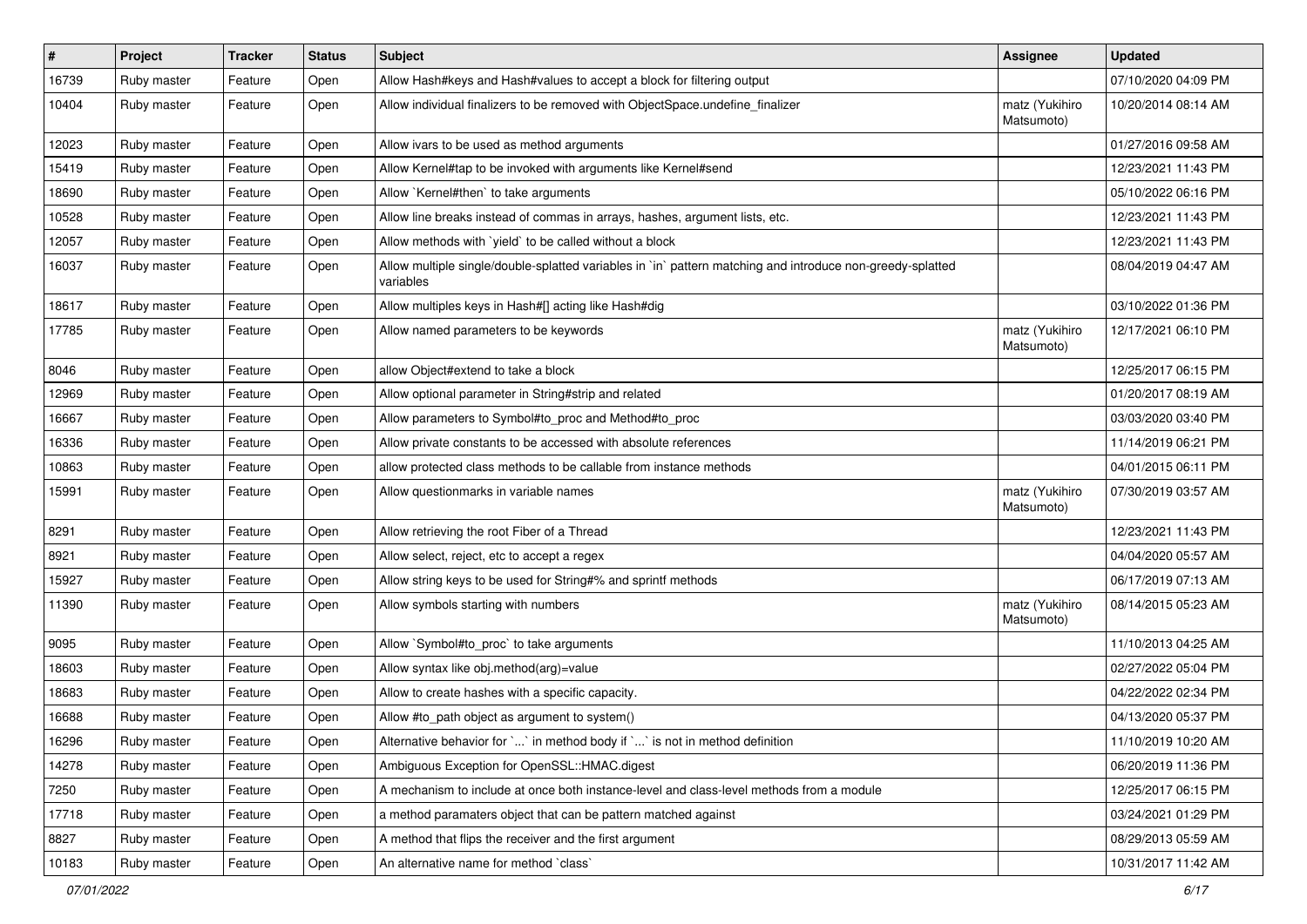| # | Project | Tracker | Status | Subject | Assignee | Updated |
|---|---|---|---|---|---|---|
| 16739 | Ruby master | Feature | Open | Allow Hash#keys and Hash#values to accept a block for filtering output | | 07/10/2020 04:09 PM |
| 10404 | Ruby master | Feature | Open | Allow individual finalizers to be removed with ObjectSpace.undefine_finalizer | matz (Yukihiro Matsumoto) | 10/20/2014 08:14 AM |
| 12023 | Ruby master | Feature | Open | Allow ivars to be used as method arguments | | 01/27/2016 09:58 AM |
| 15419 | Ruby master | Feature | Open | Allow Kernel#tap to be invoked with arguments like Kernel#send | | 12/23/2021 11:43 PM |
| 18690 | Ruby master | Feature | Open | Allow `Kernel#then` to take arguments | | 05/10/2022 06:16 PM |
| 10528 | Ruby master | Feature | Open | Allow line breaks instead of commas in arrays, hashes, argument lists, etc. | | 12/23/2021 11:43 PM |
| 12057 | Ruby master | Feature | Open | Allow methods with `yield` to be called without a block | | 12/23/2021 11:43 PM |
| 16037 | Ruby master | Feature | Open | Allow multiple single/double-splatted variables in `in` pattern matching and introduce non-greedy-splatted variables | | 08/04/2019 04:47 AM |
| 18617 | Ruby master | Feature | Open | Allow multiples keys in Hash#[] acting like Hash#dig | | 03/10/2022 01:36 PM |
| 17785 | Ruby master | Feature | Open | Allow named parameters to be keywords | matz (Yukihiro Matsumoto) | 12/17/2021 06:10 PM |
| 8046 | Ruby master | Feature | Open | allow Object#extend to take a block | | 12/25/2017 06:15 PM |
| 12969 | Ruby master | Feature | Open | Allow optional parameter in String#strip and related | | 01/20/2017 08:19 AM |
| 16667 | Ruby master | Feature | Open | Allow parameters to Symbol#to_proc and Method#to_proc | | 03/03/2020 03:40 PM |
| 16336 | Ruby master | Feature | Open | Allow private constants to be accessed with absolute references | | 11/14/2019 06:21 PM |
| 10863 | Ruby master | Feature | Open | allow protected class methods to be callable from instance methods | | 04/01/2015 06:11 PM |
| 15991 | Ruby master | Feature | Open | Allow questionmarks in variable names | matz (Yukihiro Matsumoto) | 07/30/2019 03:57 AM |
| 8291 | Ruby master | Feature | Open | Allow retrieving the root Fiber of a Thread | | 12/23/2021 11:43 PM |
| 8921 | Ruby master | Feature | Open | Allow select, reject, etc to accept a regex | | 04/04/2020 05:57 AM |
| 15927 | Ruby master | Feature | Open | Allow string keys to be used for String#% and sprintf methods | | 06/17/2019 07:13 AM |
| 11390 | Ruby master | Feature | Open | Allow symbols starting with numbers | matz (Yukihiro Matsumoto) | 08/14/2015 05:23 AM |
| 9095 | Ruby master | Feature | Open | Allow `Symbol#to_proc` to take arguments | | 11/10/2013 04:25 AM |
| 18603 | Ruby master | Feature | Open | Allow syntax like obj.method(arg)=value | | 02/27/2022 05:04 PM |
| 18683 | Ruby master | Feature | Open | Allow to create hashes with a specific capacity. | | 04/22/2022 02:34 PM |
| 16688 | Ruby master | Feature | Open | Allow #to_path object as argument to system() | | 04/13/2020 05:37 PM |
| 16296 | Ruby master | Feature | Open | Alternative behavior for `...` in method body if `...` is not in method definition | | 11/10/2019 10:20 AM |
| 14278 | Ruby master | Feature | Open | Ambiguous Exception for OpenSSL::HMAC.digest | | 06/20/2019 11:36 PM |
| 7250 | Ruby master | Feature | Open | A mechanism to include at once both instance-level and class-level methods from a module | | 12/25/2017 06:15 PM |
| 17718 | Ruby master | Feature | Open | a method paramaters object that can be pattern matched against | | 03/24/2021 01:29 PM |
| 8827 | Ruby master | Feature | Open | A method that flips the receiver and the first argument | | 08/29/2013 05:59 AM |
| 10183 | Ruby master | Feature | Open | An alternative name for method `class` | | 10/31/2017 11:42 AM |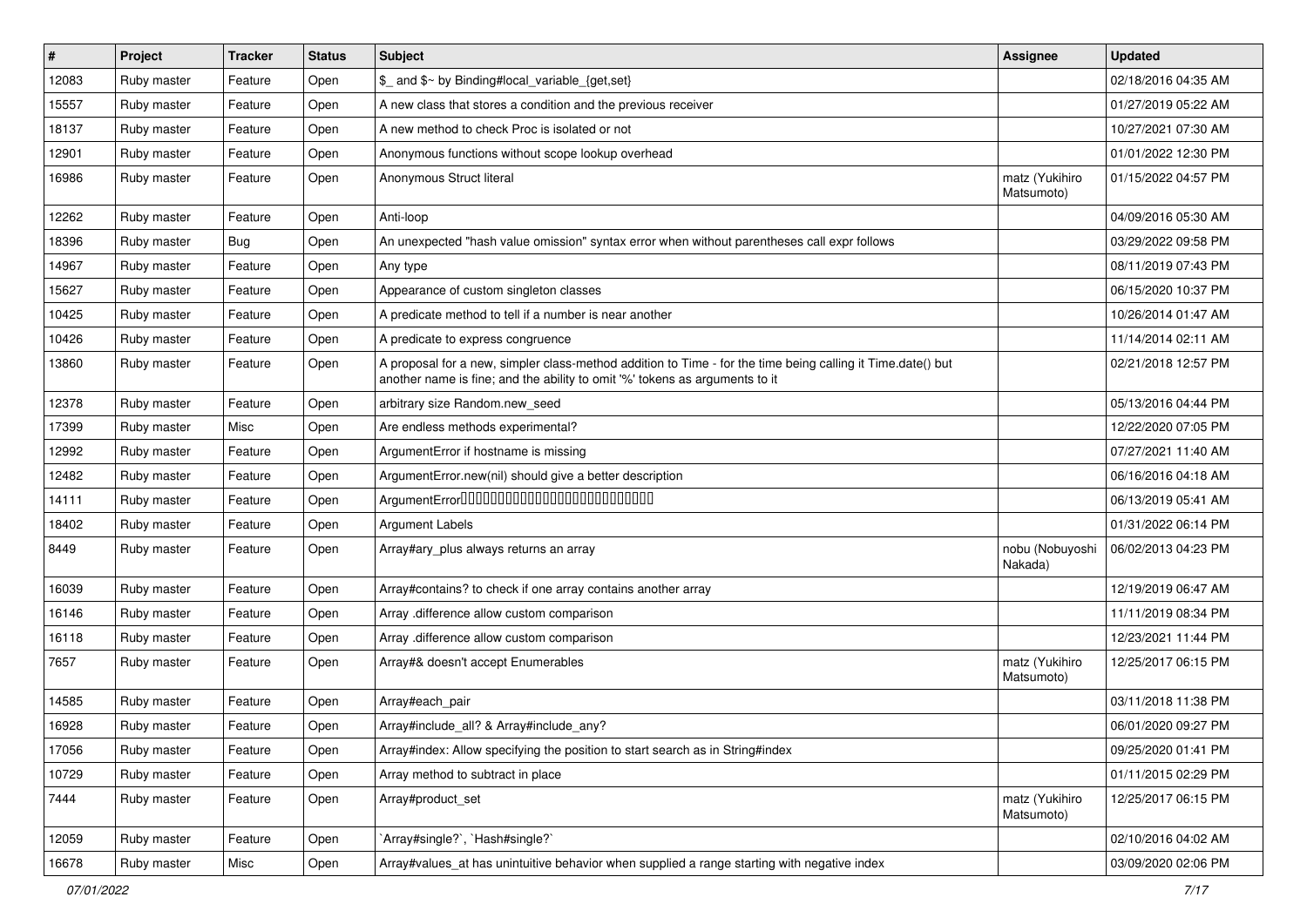| # | Project | Tracker | Status | Subject | Assignee | Updated |
|---|---|---|---|---|---|---|
| 12083 | Ruby master | Feature | Open | $_ and $~ by Binding#local_variable_{get,set} | | 02/18/2016 04:35 AM |
| 15557 | Ruby master | Feature | Open | A new class that stores a condition and the previous receiver | | 01/27/2019 05:22 AM |
| 18137 | Ruby master | Feature | Open | A new method to check Proc is isolated or not | | 10/27/2021 07:30 AM |
| 12901 | Ruby master | Feature | Open | Anonymous functions without scope lookup overhead | | 01/01/2022 12:30 PM |
| 16986 | Ruby master | Feature | Open | Anonymous Struct literal | matz (Yukihiro Matsumoto) | 01/15/2022 04:57 PM |
| 12262 | Ruby master | Feature | Open | Anti-loop | | 04/09/2016 05:30 AM |
| 18396 | Ruby master | Bug | Open | An unexpected "hash value omission" syntax error when without parentheses call expr follows | | 03/29/2022 09:58 PM |
| 14967 | Ruby master | Feature | Open | Any type | | 08/11/2019 07:43 PM |
| 15627 | Ruby master | Feature | Open | Appearance of custom singleton classes | | 06/15/2020 10:37 PM |
| 10425 | Ruby master | Feature | Open | A predicate method to tell if a number is near another | | 10/26/2014 01:47 AM |
| 10426 | Ruby master | Feature | Open | A predicate to express congruence | | 11/14/2014 02:11 AM |
| 13860 | Ruby master | Feature | Open | A proposal for a new, simpler class-method addition to Time - for the time being calling it Time.date() but another name is fine; and the ability to omit '%' tokens as arguments to it | | 02/21/2018 12:57 PM |
| 12378 | Ruby master | Feature | Open | arbitrary size Random.new_seed | | 05/13/2016 04:44 PM |
| 17399 | Ruby master | Misc | Open | Are endless methods experimental? | | 12/22/2020 07:05 PM |
| 12992 | Ruby master | Feature | Open | ArgumentError if hostname is missing | | 07/27/2021 11:40 AM |
| 12482 | Ruby master | Feature | Open | ArgumentError.new(nil) should give a better description | | 06/16/2016 04:18 AM |
| 14111 | Ruby master | Feature | Open | ArgumentError□□□□□□□□□□□□□□□□□□□□□□□□□□□□ | | 06/13/2019 05:41 AM |
| 18402 | Ruby master | Feature | Open | Argument Labels | | 01/31/2022 06:14 PM |
| 8449 | Ruby master | Feature | Open | Array#ary_plus always returns an array | nobu (Nobuyoshi Nakada) | 06/02/2013 04:23 PM |
| 16039 | Ruby master | Feature | Open | Array#contains? to check if one array contains another array | | 12/19/2019 06:47 AM |
| 16146 | Ruby master | Feature | Open | Array .difference allow custom comparison | | 11/11/2019 08:34 PM |
| 16118 | Ruby master | Feature | Open | Array .difference allow custom comparison | | 12/23/2021 11:44 PM |
| 7657 | Ruby master | Feature | Open | Array#& doesn't accept Enumerables | matz (Yukihiro Matsumoto) | 12/25/2017 06:15 PM |
| 14585 | Ruby master | Feature | Open | Array#each_pair | | 03/11/2018 11:38 PM |
| 16928 | Ruby master | Feature | Open | Array#include_all? & Array#include_any? | | 06/01/2020 09:27 PM |
| 17056 | Ruby master | Feature | Open | Array#index: Allow specifying the position to start search as in String#index | | 09/25/2020 01:41 PM |
| 10729 | Ruby master | Feature | Open | Array method to subtract in place | | 01/11/2015 02:29 PM |
| 7444 | Ruby master | Feature | Open | Array#product_set | matz (Yukihiro Matsumoto) | 12/25/2017 06:15 PM |
| 12059 | Ruby master | Feature | Open | `Array#single?`, `Hash#single?` | | 02/10/2016 04:02 AM |
| 16678 | Ruby master | Misc | Open | Array#values_at has unintuitive behavior when supplied a range starting with negative index | | 03/09/2020 02:06 PM |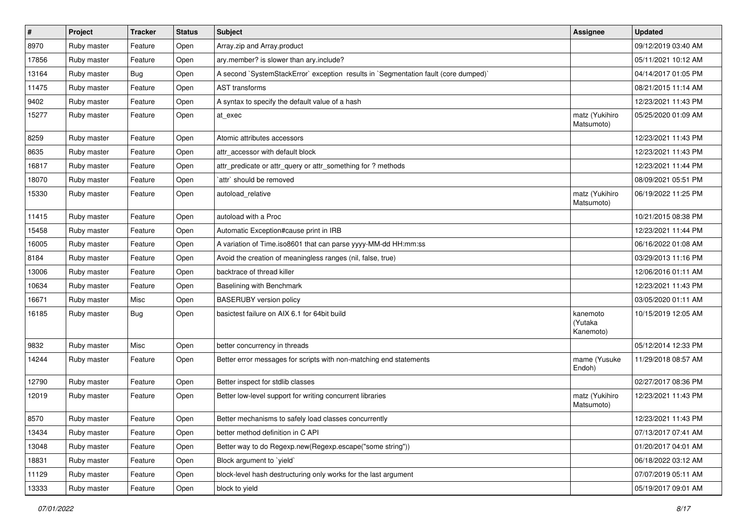| # | Project | Tracker | Status | Subject | Assignee | Updated |
|---|---|---|---|---|---|---|
| 8970 | Ruby master | Feature | Open | Array.zip and Array.product | | 09/12/2019 03:40 AM |
| 17856 | Ruby master | Feature | Open | ary.member? is slower than ary.include? | | 05/11/2021 10:12 AM |
| 13164 | Ruby master | Bug | Open | A second `SystemStackError` exception results in `Segmentation fault (core dumped)` | | 04/14/2017 01:05 PM |
| 11475 | Ruby master | Feature | Open | AST transforms | | 08/21/2015 11:14 AM |
| 9402 | Ruby master | Feature | Open | A syntax to specify the default value of a hash | | 12/23/2021 11:43 PM |
| 15277 | Ruby master | Feature | Open | at_exec | matz (Yukihiro Matsumoto) | 05/25/2020 01:09 AM |
| 8259 | Ruby master | Feature | Open | Atomic attributes accessors | | 12/23/2021 11:43 PM |
| 8635 | Ruby master | Feature | Open | attr_accessor with default block | | 12/23/2021 11:43 PM |
| 16817 | Ruby master | Feature | Open | attr_predicate or attr_query or attr_something for ? methods | | 12/23/2021 11:44 PM |
| 18070 | Ruby master | Feature | Open | `attr` should be removed | | 08/09/2021 05:51 PM |
| 15330 | Ruby master | Feature | Open | autoload_relative | matz (Yukihiro Matsumoto) | 06/19/2022 11:25 PM |
| 11415 | Ruby master | Feature | Open | autoload with a Proc | | 10/21/2015 08:38 PM |
| 15458 | Ruby master | Feature | Open | Automatic Exception#cause print in IRB | | 12/23/2021 11:44 PM |
| 16005 | Ruby master | Feature | Open | A variation of Time.iso8601 that can parse yyyy-MM-dd HH:mm:ss | | 06/16/2022 01:08 AM |
| 8184 | Ruby master | Feature | Open | Avoid the creation of meaningless ranges (nil, false, true) | | 03/29/2013 11:16 PM |
| 13006 | Ruby master | Feature | Open | backtrace of thread killer | | 12/06/2016 01:11 AM |
| 10634 | Ruby master | Feature | Open | Baselining with Benchmark | | 12/23/2021 11:43 PM |
| 16671 | Ruby master | Misc | Open | BASERUBY version policy | | 03/05/2020 01:11 AM |
| 16185 | Ruby master | Bug | Open | basictest failure on AIX 6.1 for 64bit build | kanemoto (Yutaka Kanemoto) | 10/15/2019 12:05 AM |
| 9832 | Ruby master | Misc | Open | better concurrency in threads | | 05/12/2014 12:33 PM |
| 14244 | Ruby master | Feature | Open | Better error messages for scripts with non-matching end statements | mame (Yusuke Endoh) | 11/29/2018 08:57 AM |
| 12790 | Ruby master | Feature | Open | Better inspect for stdlib classes | | 02/27/2017 08:36 PM |
| 12019 | Ruby master | Feature | Open | Better low-level support for writing concurrent libraries | matz (Yukihiro Matsumoto) | 12/23/2021 11:43 PM |
| 8570 | Ruby master | Feature | Open | Better mechanisms to safely load classes concurrently | | 12/23/2021 11:43 PM |
| 13434 | Ruby master | Feature | Open | better method definition in C API | | 07/13/2017 07:41 AM |
| 13048 | Ruby master | Feature | Open | Better way to do Regexp.new(Regexp.escape("some string")) | | 01/20/2017 04:01 AM |
| 18831 | Ruby master | Feature | Open | Block argument to `yield` | | 06/18/2022 03:12 AM |
| 11129 | Ruby master | Feature | Open | block-level hash destructuring only works for the last argument | | 07/07/2019 05:11 AM |
| 13333 | Ruby master | Feature | Open | block to yield | | 05/19/2017 09:01 AM |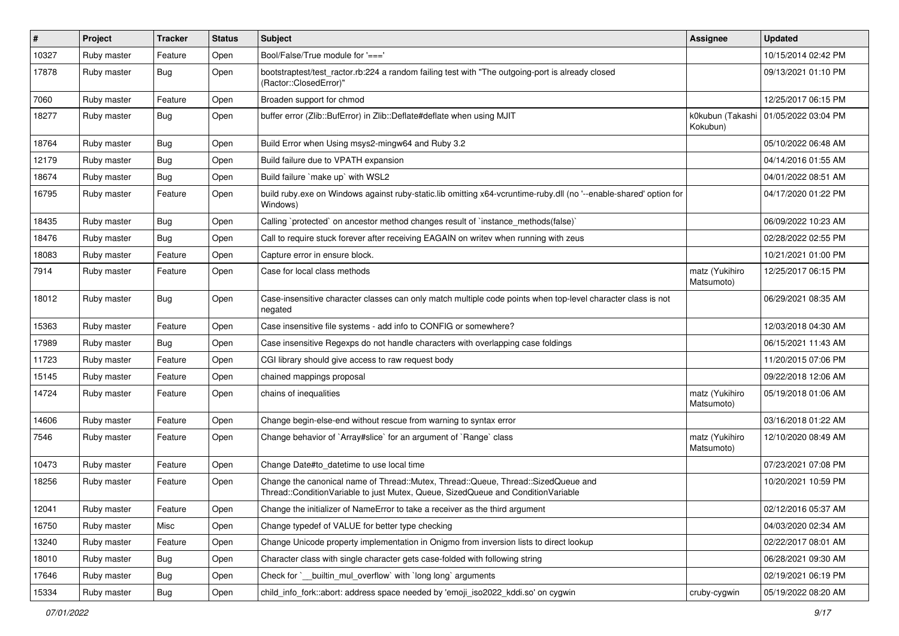| # | Project | Tracker | Status | Subject | Assignee | Updated |
|---|---|---|---|---|---|---|
| 10327 | Ruby master | Feature | Open | Bool/False/True module for '===' | | 10/15/2014 02:42 PM |
| 17878 | Ruby master | Bug | Open | bootstraptest/test_ractor.rb:224 a random failing test with "The outgoing-port is already closed (Ractor::ClosedError)" | | 09/13/2021 01:10 PM |
| 7060 | Ruby master | Feature | Open | Broaden support for chmod | | 12/25/2017 06:15 PM |
| 18277 | Ruby master | Bug | Open | buffer error (Zlib::BufError) in Zlib::Deflate#deflate when using MJIT | k0kubun (Takashi Kokubun) | 01/05/2022 03:04 PM |
| 18764 | Ruby master | Bug | Open | Build Error when Using msys2-mingw64 and Ruby 3.2 | | 05/10/2022 06:48 AM |
| 12179 | Ruby master | Bug | Open | Build failure due to VPATH expansion | | 04/14/2016 01:55 AM |
| 18674 | Ruby master | Bug | Open | Build failure `make up` with WSL2 | | 04/01/2022 08:51 AM |
| 16795 | Ruby master | Feature | Open | build ruby.exe on Windows against ruby-static.lib omitting x64-vcruntime-ruby.dll (no '--enable-shared' option for Windows) | | 04/17/2020 01:22 PM |
| 18435 | Ruby master | Bug | Open | Calling `protected` on ancestor method changes result of `instance_methods(false)` | | 06/09/2022 10:23 AM |
| 18476 | Ruby master | Bug | Open | Call to require stuck forever after receiving EAGAIN on writev when running with zeus | | 02/28/2022 02:55 PM |
| 18083 | Ruby master | Feature | Open | Capture error in ensure block. | | 10/21/2021 01:00 PM |
| 7914 | Ruby master | Feature | Open | Case for local class methods | matz (Yukihiro Matsumoto) | 12/25/2017 06:15 PM |
| 18012 | Ruby master | Bug | Open | Case-insensitive character classes can only match multiple code points when top-level character class is not negated | | 06/29/2021 08:35 AM |
| 15363 | Ruby master | Feature | Open | Case insensitive file systems - add info to CONFIG or somewhere? | | 12/03/2018 04:30 AM |
| 17989 | Ruby master | Bug | Open | Case insensitive Regexps do not handle characters with overlapping case foldings | | 06/15/2021 11:43 AM |
| 11723 | Ruby master | Feature | Open | CGI library should give access to raw request body | | 11/20/2015 07:06 PM |
| 15145 | Ruby master | Feature | Open | chained mappings proposal | | 09/22/2018 12:06 AM |
| 14724 | Ruby master | Feature | Open | chains of inequalities | matz (Yukihiro Matsumoto) | 05/19/2018 01:06 AM |
| 14606 | Ruby master | Feature | Open | Change begin-else-end without rescue from warning to syntax error | | 03/16/2018 01:22 AM |
| 7546 | Ruby master | Feature | Open | Change behavior of `Array#slice` for an argument of `Range` class | matz (Yukihiro Matsumoto) | 12/10/2020 08:49 AM |
| 10473 | Ruby master | Feature | Open | Change Date#to_datetime to use local time | | 07/23/2021 07:08 PM |
| 18256 | Ruby master | Feature | Open | Change the canonical name of Thread::Mutex, Thread::Queue, Thread::SizedQueue and Thread::ConditionVariable to just Mutex, Queue, SizedQueue and ConditionVariable | | 10/20/2021 10:59 PM |
| 12041 | Ruby master | Feature | Open | Change the initializer of NameError to take a receiver as the third argument | | 02/12/2016 05:37 AM |
| 16750 | Ruby master | Misc | Open | Change typedef of VALUE for better type checking | | 04/03/2020 02:34 AM |
| 13240 | Ruby master | Feature | Open | Change Unicode property implementation in Onigmo from inversion lists to direct lookup | | 02/22/2017 08:01 AM |
| 18010 | Ruby master | Bug | Open | Character class with single character gets case-folded with following string | | 06/28/2021 09:30 AM |
| 17646 | Ruby master | Bug | Open | Check for `__builtin_mul_overflow` with `long long` arguments | | 02/19/2021 06:19 PM |
| 15334 | Ruby master | Bug | Open | child_info_fork::abort: address space needed by 'emoji_iso2022_kddi.so' on cygwin | cruby-cygwin | 05/19/2022 08:20 AM |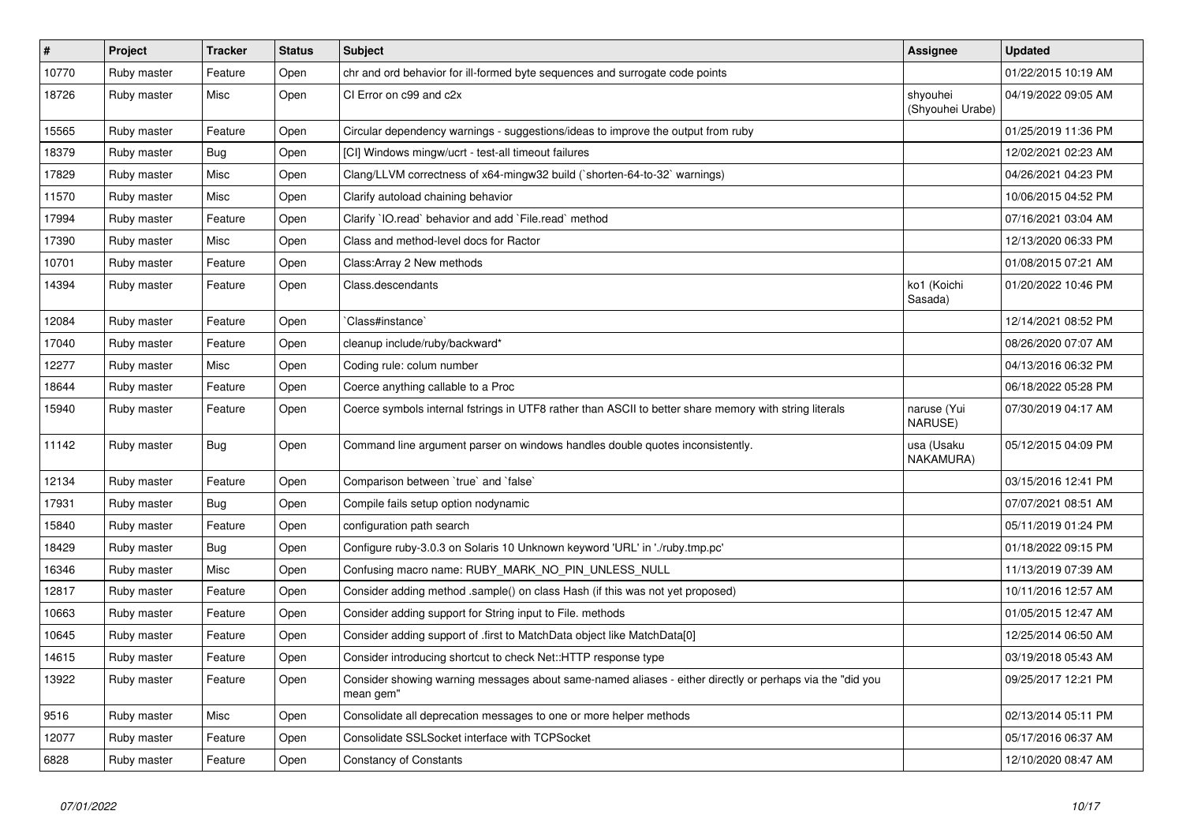| # | Project | Tracker | Status | Subject | Assignee | Updated |
|---|---|---|---|---|---|---|
| 10770 | Ruby master | Feature | Open | chr and ord behavior for ill-formed byte sequences and surrogate code points | | 01/22/2015 10:19 AM |
| 18726 | Ruby master | Misc | Open | CI Error on c99 and c2x | shyouhei (Shyouhei Urabe) | 04/19/2022 09:05 AM |
| 15565 | Ruby master | Feature | Open | Circular dependency warnings - suggestions/ideas to improve the output from ruby | | 01/25/2019 11:36 PM |
| 18379 | Ruby master | Bug | Open | [CI] Windows mingw/ucrt - test-all timeout failures | | 12/02/2021 02:23 AM |
| 17829 | Ruby master | Misc | Open | Clang/LLVM correctness of x64-mingw32 build (`shorten-64-to-32` warnings) | | 04/26/2021 04:23 PM |
| 11570 | Ruby master | Misc | Open | Clarify autoload chaining behavior | | 10/06/2015 04:52 PM |
| 17994 | Ruby master | Feature | Open | Clarify `IO.read` behavior and add `File.read` method | | 07/16/2021 03:04 AM |
| 17390 | Ruby master | Misc | Open | Class and method-level docs for Ractor | | 12/13/2020 06:33 PM |
| 10701 | Ruby master | Feature | Open | Class:Array 2 New methods | | 01/08/2015 07:21 AM |
| 14394 | Ruby master | Feature | Open | Class.descendants | ko1 (Koichi Sasada) | 01/20/2022 10:46 PM |
| 12084 | Ruby master | Feature | Open | `Class#instance` | | 12/14/2021 08:52 PM |
| 17040 | Ruby master | Feature | Open | cleanup include/ruby/backward* | | 08/26/2020 07:07 AM |
| 12277 | Ruby master | Misc | Open | Coding rule: colum number | | 04/13/2016 06:32 PM |
| 18644 | Ruby master | Feature | Open | Coerce anything callable to a Proc | | 06/18/2022 05:28 PM |
| 15940 | Ruby master | Feature | Open | Coerce symbols internal fstrings in UTF8 rather than ASCII to better share memory with string literals | naruse (Yui NARUSE) | 07/30/2019 04:17 AM |
| 11142 | Ruby master | Bug | Open | Command line argument parser on windows handles double quotes inconsistently. | usa (Usaku NAKAMURA) | 05/12/2015 04:09 PM |
| 12134 | Ruby master | Feature | Open | Comparison between `true` and `false` | | 03/15/2016 12:41 PM |
| 17931 | Ruby master | Bug | Open | Compile fails setup option nodynamic | | 07/07/2021 08:51 AM |
| 15840 | Ruby master | Feature | Open | configuration path search | | 05/11/2019 01:24 PM |
| 18429 | Ruby master | Bug | Open | Configure ruby-3.0.3 on Solaris 10 Unknown keyword 'URL' in './ruby.tmp.pc' | | 01/18/2022 09:15 PM |
| 16346 | Ruby master | Misc | Open | Confusing macro name: RUBY_MARK_NO_PIN_UNLESS_NULL | | 11/13/2019 07:39 AM |
| 12817 | Ruby master | Feature | Open | Consider adding method .sample() on class Hash (if this was not yet proposed) | | 10/11/2016 12:57 AM |
| 10663 | Ruby master | Feature | Open | Consider adding support for String input to File. methods | | 01/05/2015 12:47 AM |
| 10645 | Ruby master | Feature | Open | Consider adding support of .first to MatchData object like MatchData[0] | | 12/25/2014 06:50 AM |
| 14615 | Ruby master | Feature | Open | Consider introducing shortcut to check Net::HTTP response type | | 03/19/2018 05:43 AM |
| 13922 | Ruby master | Feature | Open | Consider showing warning messages about same-named aliases - either directly or perhaps via the "did you mean gem" | | 09/25/2017 12:21 PM |
| 9516 | Ruby master | Misc | Open | Consolidate all deprecation messages to one or more helper methods | | 02/13/2014 05:11 PM |
| 12077 | Ruby master | Feature | Open | Consolidate SSLSocket interface with TCPSocket | | 05/17/2016 06:37 AM |
| 6828 | Ruby master | Feature | Open | Constancy of Constants | | 12/10/2020 08:47 AM |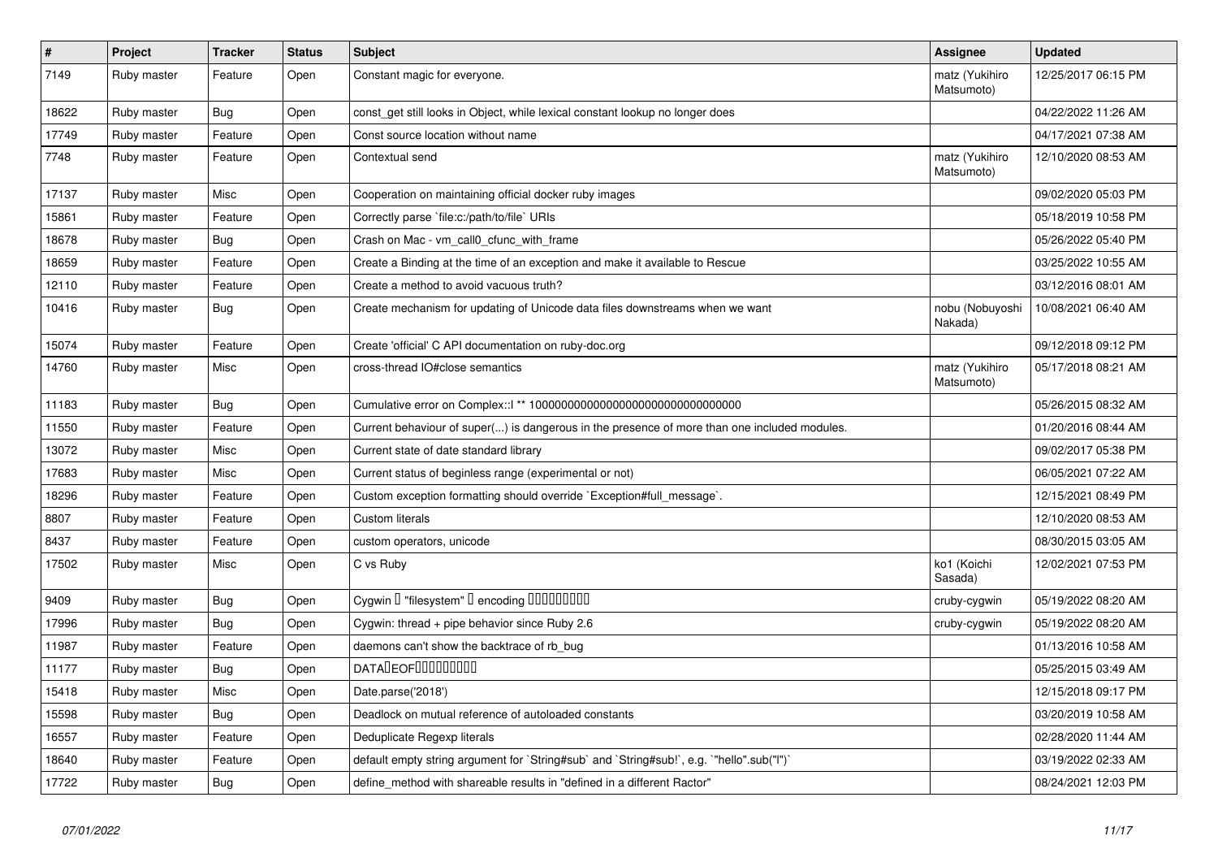| # | Project | Tracker | Status | Subject | Assignee | Updated |
|---|---|---|---|---|---|---|
| 7149 | Ruby master | Feature | Open | Constant magic for everyone. | matz (Yukihiro Matsumoto) | 12/25/2017 06:15 PM |
| 18622 | Ruby master | Bug | Open | const_get still looks in Object, while lexical constant lookup no longer does | | 04/22/2022 11:26 AM |
| 17749 | Ruby master | Feature | Open | Const source location without name | | 04/17/2021 07:38 AM |
| 7748 | Ruby master | Feature | Open | Contextual send | matz (Yukihiro Matsumoto) | 12/10/2020 08:53 AM |
| 17137 | Ruby master | Misc | Open | Cooperation on maintaining official docker ruby images | | 09/02/2020 05:03 PM |
| 15861 | Ruby master | Feature | Open | Correctly parse `file:c:/path/to/file` URIs | | 05/18/2019 10:58 PM |
| 18678 | Ruby master | Bug | Open | Crash on Mac - vm_call0_cfunc_with_frame | | 05/26/2022 05:40 PM |
| 18659 | Ruby master | Feature | Open | Create a Binding at the time of an exception and make it available to Rescue | | 03/25/2022 10:55 AM |
| 12110 | Ruby master | Feature | Open | Create a method to avoid vacuous truth? | | 03/12/2016 08:01 AM |
| 10416 | Ruby master | Bug | Open | Create mechanism for updating of Unicode data files downstreams when we want | nobu (Nobuyoshi Nakada) | 10/08/2021 06:40 AM |
| 15074 | Ruby master | Feature | Open | Create 'official' C API documentation on ruby-doc.org | | 09/12/2018 09:12 PM |
| 14760 | Ruby master | Misc | Open | cross-thread IO#close semantics | matz (Yukihiro Matsumoto) | 05/17/2018 08:21 AM |
| 11183 | Ruby master | Bug | Open | Cumulative error on Complex::I ** 100000000000000000000000000000000 | | 05/26/2015 08:32 AM |
| 11550 | Ruby master | Feature | Open | Current behaviour of super(...) is dangerous in the presence of more than one included modules. | | 01/20/2016 08:44 AM |
| 13072 | Ruby master | Misc | Open | Current state of date standard library | | 09/02/2017 05:38 PM |
| 17683 | Ruby master | Misc | Open | Current status of beginless range (experimental or not) | | 06/05/2021 07:22 AM |
| 18296 | Ruby master | Feature | Open | Custom exception formatting should override `Exception#full_message`. | | 12/15/2021 08:49 PM |
| 8807 | Ruby master | Feature | Open | Custom literals | | 12/10/2020 08:53 AM |
| 8437 | Ruby master | Feature | Open | custom operators, unicode | | 08/30/2015 03:05 AM |
| 17502 | Ruby master | Misc | Open | C vs Ruby | ko1 (Koichi Sasada) | 12/02/2021 07:53 PM |
| 9409 | Ruby master | Bug | Open | Cygwin � "filesystem" � encoding ��������� | cruby-cygwin | 05/19/2022 08:20 AM |
| 17996 | Ruby master | Bug | Open | Cygwin: thread + pipe behavior since Ruby 2.6 | cruby-cygwin | 05/19/2022 08:20 AM |
| 11987 | Ruby master | Feature | Open | daemons can't show the backtrace of rb_bug | | 01/13/2016 10:58 AM |
| 11177 | Ruby master | Bug | Open | DATA�EOF��������� | | 05/25/2015 03:49 AM |
| 15418 | Ruby master | Misc | Open | Date.parse('2018') | | 12/15/2018 09:17 PM |
| 15598 | Ruby master | Bug | Open | Deadlock on mutual reference of autoloaded constants | | 03/20/2019 10:58 AM |
| 16557 | Ruby master | Feature | Open | Deduplicate Regexp literals | | 02/28/2020 11:44 AM |
| 18640 | Ruby master | Feature | Open | default empty string argument for `String#sub` and `String#sub!`, e.g. `"hello".sub("l")` | | 03/19/2022 02:33 AM |
| 17722 | Ruby master | Bug | Open | define_method with shareable results in "defined in a different Ractor" | | 08/24/2021 12:03 PM |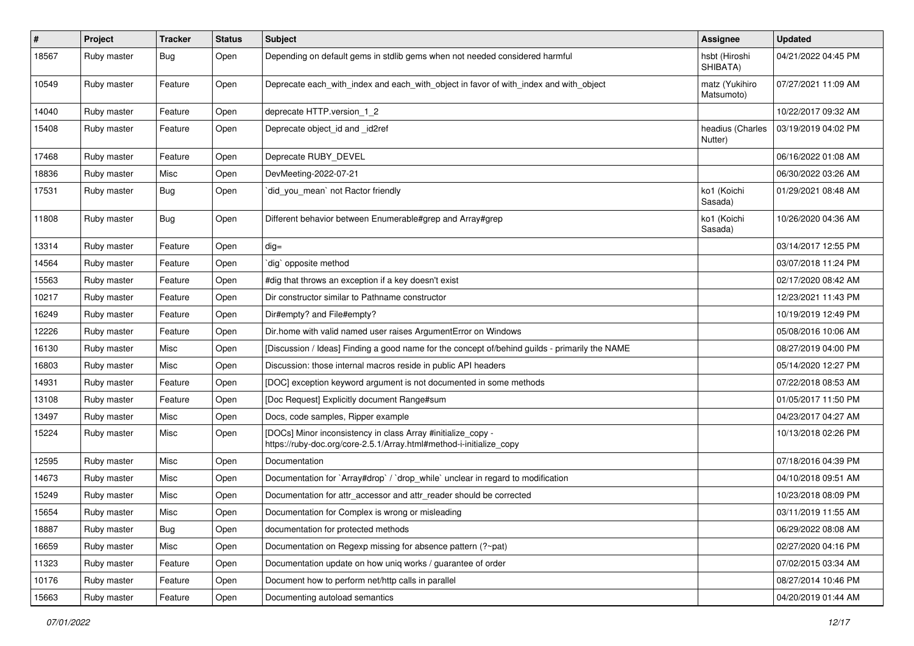| # | Project | Tracker | Status | Subject | Assignee | Updated |
|---|---|---|---|---|---|---|
| 18567 | Ruby master | Bug | Open | Depending on default gems in stdlib gems when not needed considered harmful | hsbt (Hiroshi SHIBATA) | 04/21/2022 04:45 PM |
| 10549 | Ruby master | Feature | Open | Deprecate each_with_index and each_with_object in favor of with_index and with_object | matz (Yukihiro Matsumoto) | 07/27/2021 11:09 AM |
| 14040 | Ruby master | Feature | Open | deprecate HTTP.version_1_2 | | 10/22/2017 09:32 AM |
| 15408 | Ruby master | Feature | Open | Deprecate object_id and _id2ref | headius (Charles Nutter) | 03/19/2019 04:02 PM |
| 17468 | Ruby master | Feature | Open | Deprecate RUBY_DEVEL | | 06/16/2022 01:08 AM |
| 18836 | Ruby master | Misc | Open | DevMeeting-2022-07-21 | | 06/30/2022 03:26 AM |
| 17531 | Ruby master | Bug | Open | `did_you_mean` not Ractor friendly | ko1 (Koichi Sasada) | 01/29/2021 08:48 AM |
| 11808 | Ruby master | Bug | Open | Different behavior between Enumerable#grep and Array#grep | ko1 (Koichi Sasada) | 10/26/2020 04:36 AM |
| 13314 | Ruby master | Feature | Open | dig= | | 03/14/2017 12:55 PM |
| 14564 | Ruby master | Feature | Open | `dig` opposite method | | 03/07/2018 11:24 PM |
| 15563 | Ruby master | Feature | Open | #dig that throws an exception if a key doesn't exist | | 02/17/2020 08:42 AM |
| 10217 | Ruby master | Feature | Open | Dir constructor similar to Pathname constructor | | 12/23/2021 11:43 PM |
| 16249 | Ruby master | Feature | Open | Dir#empty? and File#empty? | | 10/19/2019 12:49 PM |
| 12226 | Ruby master | Feature | Open | Dir.home with valid named user raises ArgumentError on Windows | | 05/08/2016 10:06 AM |
| 16130 | Ruby master | Misc | Open | [Discussion / Ideas] Finding a good name for the concept of/behind guilds - primarily the NAME | | 08/27/2019 04:00 PM |
| 16803 | Ruby master | Misc | Open | Discussion: those internal macros reside in public API headers | | 05/14/2020 12:27 PM |
| 14931 | Ruby master | Feature | Open | [DOC] exception keyword argument is not documented in some methods | | 07/22/2018 08:53 AM |
| 13108 | Ruby master | Feature | Open | [Doc Request] Explicitly document Range#sum | | 01/05/2017 11:50 PM |
| 13497 | Ruby master | Misc | Open | Docs, code samples, Ripper example | | 04/23/2017 04:27 AM |
| 15224 | Ruby master | Misc | Open | [DOCs] Minor inconsistency in class Array #initialize_copy - https://ruby-doc.org/core-2.5.1/Array.html#method-i-initialize_copy | | 10/13/2018 02:26 PM |
| 12595 | Ruby master | Misc | Open | Documentation | | 07/18/2016 04:39 PM |
| 14673 | Ruby master | Misc | Open | Documentation for `Array#drop` / `drop_while` unclear in regard to modification | | 04/10/2018 09:51 AM |
| 15249 | Ruby master | Misc | Open | Documentation for attr_accessor and attr_reader should be corrected | | 10/23/2018 08:09 PM |
| 15654 | Ruby master | Misc | Open | Documentation for Complex is wrong or misleading | | 03/11/2019 11:55 AM |
| 18887 | Ruby master | Bug | Open | documentation for protected methods | | 06/29/2022 08:08 AM |
| 16659 | Ruby master | Misc | Open | Documentation on Regexp missing for absence pattern (?~pat) | | 02/27/2020 04:16 PM |
| 11323 | Ruby master | Feature | Open | Documentation update on how uniq works / guarantee of order | | 07/02/2015 03:34 AM |
| 10176 | Ruby master | Feature | Open | Document how to perform net/http calls in parallel | | 08/27/2014 10:46 PM |
| 15663 | Ruby master | Feature | Open | Documenting autoload semantics | | 04/20/2019 01:44 AM |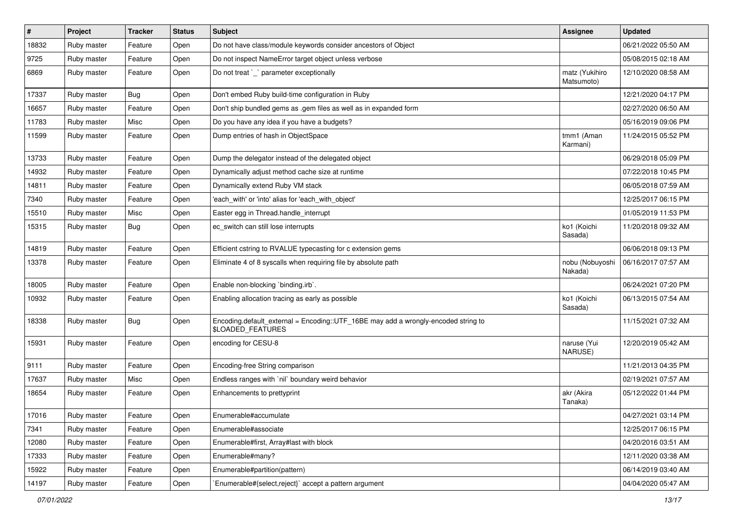| # | Project | Tracker | Status | Subject | Assignee | Updated |
|---|---|---|---|---|---|---|
| 18832 | Ruby master | Feature | Open | Do not have class/module keywords consider ancestors of Object | | 06/21/2022 05:50 AM |
| 9725 | Ruby master | Feature | Open | Do not inspect NameError target object unless verbose | | 05/08/2015 02:18 AM |
| 6869 | Ruby master | Feature | Open | Do not treat `_` parameter exceptionally | matz (Yukihiro Matsumoto) | 12/10/2020 08:58 AM |
| 17337 | Ruby master | Bug | Open | Don't embed Ruby build-time configuration in Ruby | | 12/21/2020 04:17 PM |
| 16657 | Ruby master | Feature | Open | Don't ship bundled gems as .gem files as well as in expanded form | | 02/27/2020 06:50 AM |
| 11783 | Ruby master | Misc | Open | Do you have any idea if you have a budgets? | | 05/16/2019 09:06 PM |
| 11599 | Ruby master | Feature | Open | Dump entries of hash in ObjectSpace | tmm1 (Aman Karmani) | 11/24/2015 05:52 PM |
| 13733 | Ruby master | Feature | Open | Dump the delegator instead of the delegated object | | 06/29/2018 05:09 PM |
| 14932 | Ruby master | Feature | Open | Dynamically adjust method cache size at runtime | | 07/22/2018 10:45 PM |
| 14811 | Ruby master | Feature | Open | Dynamically extend Ruby VM stack | | 06/05/2018 07:59 AM |
| 7340 | Ruby master | Feature | Open | 'each_with' or 'into' alias for 'each_with_object' | | 12/25/2017 06:15 PM |
| 15510 | Ruby master | Misc | Open | Easter egg in Thread.handle_interrupt | | 01/05/2019 11:53 PM |
| 15315 | Ruby master | Bug | Open | ec_switch can still lose interrupts | ko1 (Koichi Sasada) | 11/20/2018 09:32 AM |
| 14819 | Ruby master | Feature | Open | Efficient cstring to RVALUE typecasting for c extension gems | | 06/06/2018 09:13 PM |
| 13378 | Ruby master | Feature | Open | Eliminate 4 of 8 syscalls when requiring file by absolute path | nobu (Nobuyoshi Nakada) | 06/16/2017 07:57 AM |
| 18005 | Ruby master | Feature | Open | Enable non-blocking `binding.irb`. | | 06/24/2021 07:20 PM |
| 10932 | Ruby master | Feature | Open | Enabling allocation tracing as early as possible | ko1 (Koichi Sasada) | 06/13/2015 07:54 AM |
| 18338 | Ruby master | Bug | Open | Encoding.default_external = Encoding::UTF_16BE may add a wrongly-encoded string to $LOADED_FEATURES | | 11/15/2021 07:32 AM |
| 15931 | Ruby master | Feature | Open | encoding for CESU-8 | naruse (Yui NARUSE) | 12/20/2019 05:42 AM |
| 9111 | Ruby master | Feature | Open | Encoding-free String comparison | | 11/21/2013 04:35 PM |
| 17637 | Ruby master | Misc | Open | Endless ranges with `nil` boundary weird behavior | | 02/19/2021 07:57 AM |
| 18654 | Ruby master | Feature | Open | Enhancements to prettyprint | akr (Akira Tanaka) | 05/12/2022 01:44 PM |
| 17016 | Ruby master | Feature | Open | Enumerable#accumulate | | 04/27/2021 03:14 PM |
| 7341 | Ruby master | Feature | Open | Enumerable#associate | | 12/25/2017 06:15 PM |
| 12080 | Ruby master | Feature | Open | Enumerable#first, Array#last with block | | 04/20/2016 03:51 AM |
| 17333 | Ruby master | Feature | Open | Enumerable#many? | | 12/11/2020 03:38 AM |
| 15922 | Ruby master | Feature | Open | Enumerable#partition(pattern) | | 06/14/2019 03:40 AM |
| 14197 | Ruby master | Feature | Open | `Enumerable#{select,reject}` accept a pattern argument | | 04/04/2020 05:47 AM |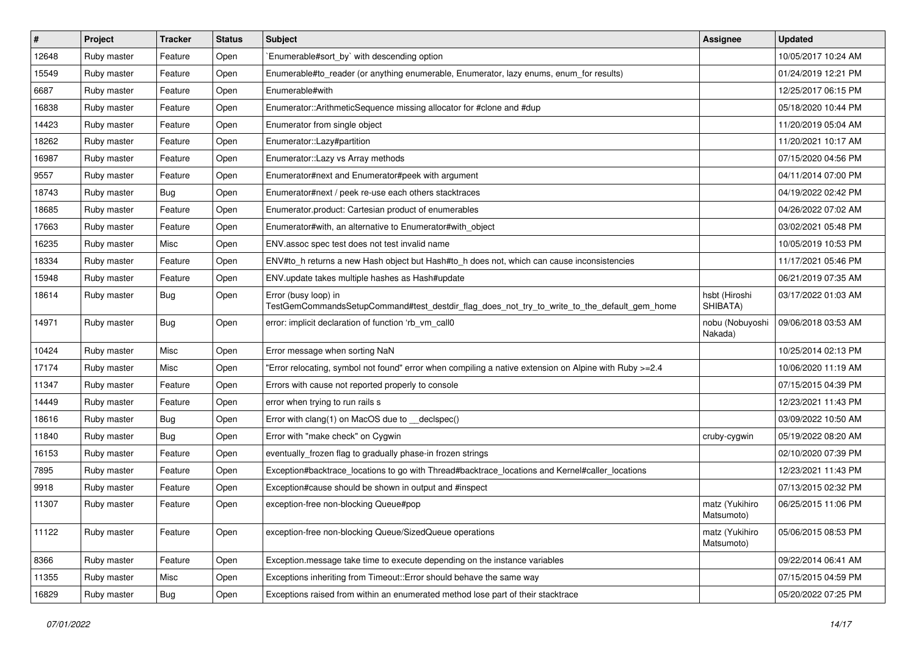| # | Project | Tracker | Status | Subject | Assignee | Updated |
|---|---|---|---|---|---|---|
| 12648 | Ruby master | Feature | Open | `Enumerable#sort_by` with descending option | | 10/05/2017 10:24 AM |
| 15549 | Ruby master | Feature | Open | Enumerable#to_reader (or anything enumerable, Enumerator, lazy enums, enum_for results) | | 01/24/2019 12:21 PM |
| 6687 | Ruby master | Feature | Open | Enumerable#with | | 12/25/2017 06:15 PM |
| 16838 | Ruby master | Feature | Open | Enumerator::ArithmeticSequence missing allocator for #clone and #dup | | 05/18/2020 10:44 PM |
| 14423 | Ruby master | Feature | Open | Enumerator from single object | | 11/20/2019 05:04 AM |
| 18262 | Ruby master | Feature | Open | Enumerator::Lazy#partition | | 11/20/2021 10:17 AM |
| 16987 | Ruby master | Feature | Open | Enumerator::Lazy vs Array methods | | 07/15/2020 04:56 PM |
| 9557 | Ruby master | Feature | Open | Enumerator#next and Enumerator#peek with argument | | 04/11/2014 07:00 PM |
| 18743 | Ruby master | Bug | Open | Enumerator#next / peek re-use each others stacktraces | | 04/19/2022 02:42 PM |
| 18685 | Ruby master | Feature | Open | Enumerator.product: Cartesian product of enumerables | | 04/26/2022 07:02 AM |
| 17663 | Ruby master | Feature | Open | Enumerator#with, an alternative to Enumerator#with_object | | 03/02/2021 05:48 PM |
| 16235 | Ruby master | Misc | Open | ENV.assoc spec test does not test invalid name | | 10/05/2019 10:53 PM |
| 18334 | Ruby master | Feature | Open | ENV#to_h returns a new Hash object but Hash#to_h does not, which can cause inconsistencies | | 11/17/2021 05:46 PM |
| 15948 | Ruby master | Feature | Open | ENV.update takes multiple hashes as Hash#update | | 06/21/2019 07:35 AM |
| 18614 | Ruby master | Bug | Open | Error (busy loop) in TestGemCommandsSetupCommand#test_destdir_flag_does_not_try_to_write_to_the_default_gem_home | hsbt (Hiroshi SHIBATA) | 03/17/2022 01:03 AM |
| 14971 | Ruby master | Bug | Open | error: implicit declaration of function 'rb_vm_call0 | nobu (Nobuyoshi Nakada) | 09/06/2018 03:53 AM |
| 10424 | Ruby master | Misc | Open | Error message when sorting NaN | | 10/25/2014 02:13 PM |
| 17174 | Ruby master | Misc | Open | "Error relocating, symbol not found" error when compiling a native extension on Alpine with Ruby >=2.4 | | 10/06/2020 11:19 AM |
| 11347 | Ruby master | Feature | Open | Errors with cause not reported properly to console | | 07/15/2015 04:39 PM |
| 14449 | Ruby master | Feature | Open | error when trying to run rails s | | 12/23/2021 11:43 PM |
| 18616 | Ruby master | Bug | Open | Error with clang(1) on MacOS due to __declspec() | | 03/09/2022 10:50 AM |
| 11840 | Ruby master | Bug | Open | Error with "make check" on Cygwin | cruby-cygwin | 05/19/2022 08:20 AM |
| 16153 | Ruby master | Feature | Open | eventually_frozen flag to gradually phase-in frozen strings | | 02/10/2020 07:39 PM |
| 7895 | Ruby master | Feature | Open | Exception#backtrace_locations to go with Thread#backtrace_locations and Kernel#caller_locations | | 12/23/2021 11:43 PM |
| 9918 | Ruby master | Feature | Open | Exception#cause should be shown in output and #inspect | | 07/13/2015 02:32 PM |
| 11307 | Ruby master | Feature | Open | exception-free non-blocking Queue#pop | matz (Yukihiro Matsumoto) | 06/25/2015 11:06 PM |
| 11122 | Ruby master | Feature | Open | exception-free non-blocking Queue/SizedQueue operations | matz (Yukihiro Matsumoto) | 05/06/2015 08:53 PM |
| 8366 | Ruby master | Feature | Open | Exception.message take time to execute depending on the instance variables | | 09/22/2014 06:41 AM |
| 11355 | Ruby master | Misc | Open | Exceptions inheriting from Timeout::Error should behave the same way | | 07/15/2015 04:59 PM |
| 16829 | Ruby master | Bug | Open | Exceptions raised from within an enumerated method lose part of their stacktrace | | 05/20/2022 07:25 PM |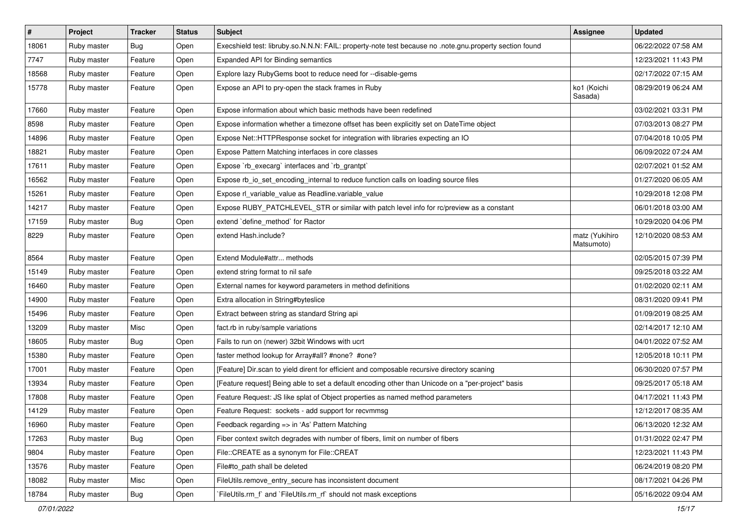| # | Project | Tracker | Status | Subject | Assignee | Updated |
|---|---|---|---|---|---|---|
| 18061 | Ruby master | Bug | Open | Execshield test: libruby.so.N.N.N: FAIL: property-note test because no .note.gnu.property section found | | 06/22/2022 07:58 AM |
| 7747 | Ruby master | Feature | Open | Expanded API for Binding semantics | | 12/23/2021 11:43 PM |
| 18568 | Ruby master | Feature | Open | Explore lazy RubyGems boot to reduce need for --disable-gems | | 02/17/2022 07:15 AM |
| 15778 | Ruby master | Feature | Open | Expose an API to pry-open the stack frames in Ruby | ko1 (Koichi Sasada) | 08/29/2019 06:24 AM |
| 17660 | Ruby master | Feature | Open | Expose information about which basic methods have been redefined | | 03/02/2021 03:31 PM |
| 8598 | Ruby master | Feature | Open | Expose information whether a timezone offset has been explicitly set on DateTime object | | 07/03/2013 08:27 PM |
| 14896 | Ruby master | Feature | Open | Expose Net::HTTPResponse socket for integration with libraries expecting an IO | | 07/04/2018 10:05 PM |
| 18821 | Ruby master | Feature | Open | Expose Pattern Matching interfaces in core classes | | 06/09/2022 07:24 AM |
| 17611 | Ruby master | Feature | Open | Expose `rb_execarg` interfaces and `rb_grantpt` | | 02/07/2021 01:52 AM |
| 16562 | Ruby master | Feature | Open | Expose rb_io_set_encoding_internal to reduce function calls on loading source files | | 01/27/2020 06:05 AM |
| 15261 | Ruby master | Feature | Open | Expose rl_variable_value as Readline.variable_value | | 10/29/2018 12:08 PM |
| 14217 | Ruby master | Feature | Open | Expose RUBY_PATCHLEVEL_STR or similar with patch level info for rc/preview as a constant | | 06/01/2018 03:00 AM |
| 17159 | Ruby master | Bug | Open | extend `define_method` for Ractor | | 10/29/2020 04:06 PM |
| 8229 | Ruby master | Feature | Open | extend Hash.include? | matz (Yukihiro Matsumoto) | 12/10/2020 08:53 AM |
| 8564 | Ruby master | Feature | Open | Extend Module#attr... methods | | 02/05/2015 07:39 PM |
| 15149 | Ruby master | Feature | Open | extend string format to nil safe | | 09/25/2018 03:22 AM |
| 16460 | Ruby master | Feature | Open | External names for keyword parameters in method definitions | | 01/02/2020 02:11 AM |
| 14900 | Ruby master | Feature | Open | Extra allocation in String#byteslice | | 08/31/2020 09:41 PM |
| 15496 | Ruby master | Feature | Open | Extract between string as standard String api | | 01/09/2019 08:25 AM |
| 13209 | Ruby master | Misc | Open | fact.rb in ruby/sample variations | | 02/14/2017 12:10 AM |
| 18605 | Ruby master | Bug | Open | Fails to run on (newer) 32bit Windows with ucrt | | 04/01/2022 07:52 AM |
| 15380 | Ruby master | Feature | Open | faster method lookup for Array#all? #none? #one? | | 12/05/2018 10:11 PM |
| 17001 | Ruby master | Feature | Open | [Feature] Dir.scan to yield dirent for efficient and composable recursive directory scaning | | 06/30/2020 07:57 PM |
| 13934 | Ruby master | Feature | Open | [Feature request] Being able to set a default encoding other than Unicode on a "per-project" basis | | 09/25/2017 05:18 AM |
| 17808 | Ruby master | Feature | Open | Feature Request: JS like splat of Object properties as named method parameters | | 04/17/2021 11:43 PM |
| 14129 | Ruby master | Feature | Open | Feature Request: sockets - add support for recvmmsg | | 12/12/2017 08:35 AM |
| 16960 | Ruby master | Feature | Open | Feedback regarding => in 'As' Pattern Matching | | 06/13/2020 12:32 AM |
| 17263 | Ruby master | Bug | Open | Fiber context switch degrades with number of fibers, limit on number of fibers | | 01/31/2022 02:47 PM |
| 9804 | Ruby master | Feature | Open | File::CREATE as a synonym for File::CREAT | | 12/23/2021 11:43 PM |
| 13576 | Ruby master | Feature | Open | File#to_path shall be deleted | | 06/24/2019 08:20 PM |
| 18082 | Ruby master | Misc | Open | FileUtils.remove_entry_secure has inconsistent document | | 08/17/2021 04:26 PM |
| 18784 | Ruby master | Bug | Open | `FileUtils.rm_f` and `FileUtils.rm_rf` should not mask exceptions | | 05/16/2022 09:04 AM |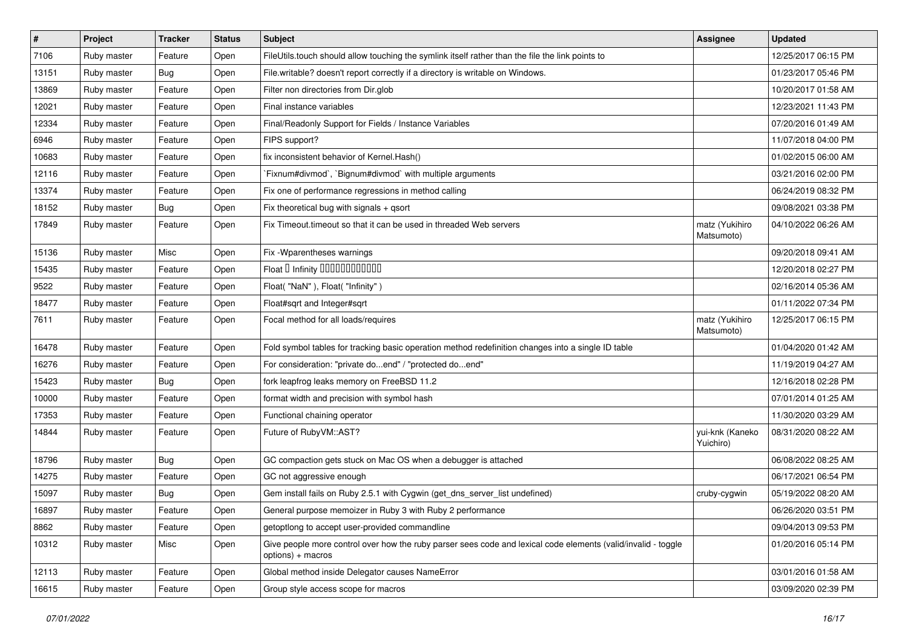| # | Project | Tracker | Status | Subject | Assignee | Updated |
|---|---|---|---|---|---|---|
| 7106 | Ruby master | Feature | Open | FileUtils.touch should allow touching the symlink itself rather than the file the link points to | | 12/25/2017 06:15 PM |
| 13151 | Ruby master | Bug | Open | File.writable? doesn't report correctly if a directory is writable on Windows. | | 01/23/2017 05:46 PM |
| 13869 | Ruby master | Feature | Open | Filter non directories from Dir.glob | | 10/20/2017 01:58 AM |
| 12021 | Ruby master | Feature | Open | Final instance variables | | 12/23/2021 11:43 PM |
| 12334 | Ruby master | Feature | Open | Final/Readonly Support for Fields / Instance Variables | | 07/20/2016 01:49 AM |
| 6946 | Ruby master | Feature | Open | FIPS support? | | 11/07/2018 04:00 PM |
| 10683 | Ruby master | Feature | Open | fix inconsistent behavior of Kernel.Hash() | | 01/02/2015 06:00 AM |
| 12116 | Ruby master | Feature | Open | `Fixnum#divmod`, `Bignum#divmod` with multiple arguments | | 03/21/2016 02:00 PM |
| 13374 | Ruby master | Feature | Open | Fix one of performance regressions in method calling | | 06/24/2019 08:32 PM |
| 18152 | Ruby master | Bug | Open | Fix theoretical bug with signals + qsort | | 09/08/2021 03:38 PM |
| 17849 | Ruby master | Feature | Open | Fix Timeout.timeout so that it can be used in threaded Web servers | matz (Yukihiro Matsumoto) | 04/10/2022 06:26 AM |
| 15136 | Ruby master | Misc | Open | Fix -Wparentheses warnings | | 09/20/2018 09:41 AM |
| 15435 | Ruby master | Feature | Open | Float � Infinity ������������ | | 12/20/2018 02:27 PM |
| 9522 | Ruby master | Feature | Open | Float( "NaN" ), Float( "Infinity" ) | | 02/16/2014 05:36 AM |
| 18477 | Ruby master | Feature | Open | Float#sqrt and Integer#sqrt | | 01/11/2022 07:34 PM |
| 7611 | Ruby master | Feature | Open | Focal method for all loads/requires | matz (Yukihiro Matsumoto) | 12/25/2017 06:15 PM |
| 16478 | Ruby master | Feature | Open | Fold symbol tables for tracking basic operation method redefinition changes into a single ID table | | 01/04/2020 01:42 AM |
| 16276 | Ruby master | Feature | Open | For consideration: "private do...end" / "protected do...end" | | 11/19/2019 04:27 AM |
| 15423 | Ruby master | Bug | Open | fork leapfrog leaks memory on FreeBSD 11.2 | | 12/16/2018 02:28 PM |
| 10000 | Ruby master | Feature | Open | format width and precision with symbol hash | | 07/01/2014 01:25 AM |
| 17353 | Ruby master | Feature | Open | Functional chaining operator | | 11/30/2020 03:29 AM |
| 14844 | Ruby master | Feature | Open | Future of RubyVM::AST? | yui-knk (Kaneko Yuichiro) | 08/31/2020 08:22 AM |
| 18796 | Ruby master | Bug | Open | GC compaction gets stuck on Mac OS when a debugger is attached | | 06/08/2022 08:25 AM |
| 14275 | Ruby master | Feature | Open | GC not aggressive enough | | 06/17/2021 06:54 PM |
| 15097 | Ruby master | Bug | Open | Gem install fails on Ruby 2.5.1 with Cygwin (get_dns_server_list undefined) | cruby-cygwin | 05/19/2022 08:20 AM |
| 16897 | Ruby master | Feature | Open | General purpose memoizer in Ruby 3 with Ruby 2 performance | | 06/26/2020 03:51 PM |
| 8862 | Ruby master | Feature | Open | getoptlong to accept user-provided commandline | | 09/04/2013 09:53 PM |
| 10312 | Ruby master | Misc | Open | Give people more control over how the ruby parser sees code and lexical code elements (valid/invalid - toggle options) + macros | | 01/20/2016 05:14 PM |
| 12113 | Ruby master | Feature | Open | Global method inside Delegator causes NameError | | 03/01/2016 01:58 AM |
| 16615 | Ruby master | Feature | Open | Group style access scope for macros | | 03/09/2020 02:39 PM |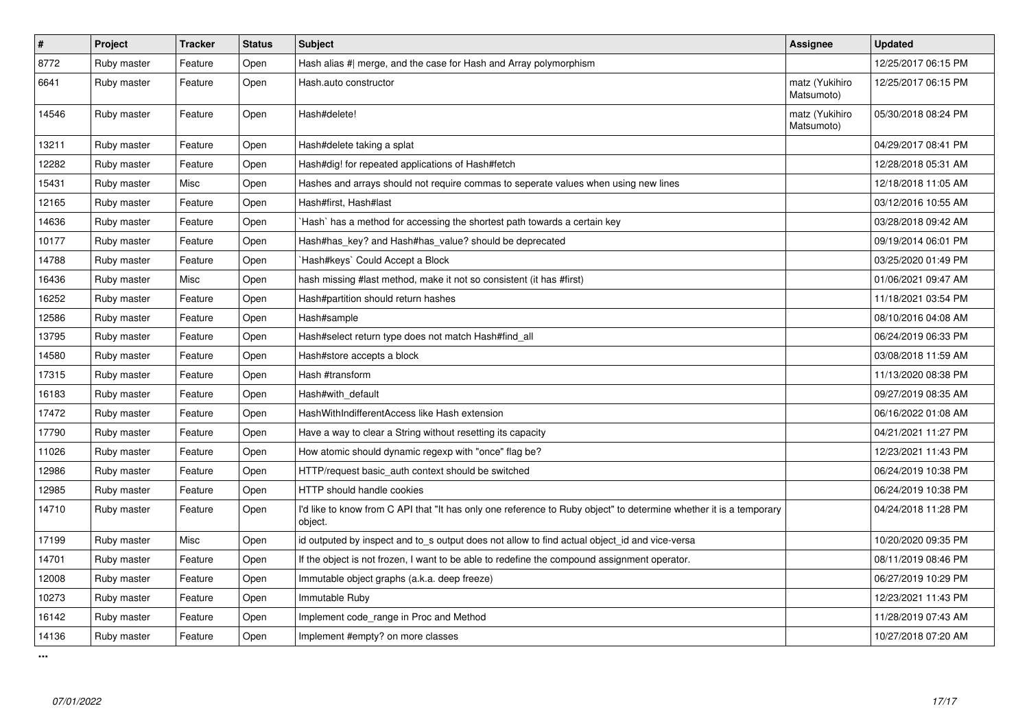| # | Project | Tracker | Status | Subject | Assignee | Updated |
|---|---|---|---|---|---|---|
| 8772 | Ruby master | Feature | Open | Hash alias #\| merge, and the case for Hash and Array polymorphism | | 12/25/2017 06:15 PM |
| 6641 | Ruby master | Feature | Open | Hash.auto constructor | matz (Yukihiro Matsumoto) | 12/25/2017 06:15 PM |
| 14546 | Ruby master | Feature | Open | Hash#delete! | matz (Yukihiro Matsumoto) | 05/30/2018 08:24 PM |
| 13211 | Ruby master | Feature | Open | Hash#delete taking a splat | | 04/29/2017 08:41 PM |
| 12282 | Ruby master | Feature | Open | Hash#dig! for repeated applications of Hash#fetch | | 12/28/2018 05:31 AM |
| 15431 | Ruby master | Misc | Open | Hashes and arrays should not require commas to seperate values when using new lines | | 12/18/2018 11:05 AM |
| 12165 | Ruby master | Feature | Open | Hash#first, Hash#last | | 03/12/2016 10:55 AM |
| 14636 | Ruby master | Feature | Open | `Hash` has a method for accessing the shortest path towards a certain key | | 03/28/2018 09:42 AM |
| 10177 | Ruby master | Feature | Open | Hash#has_key? and Hash#has_value? should be deprecated | | 09/19/2014 06:01 PM |
| 14788 | Ruby master | Feature | Open | `Hash#keys` Could Accept a Block | | 03/25/2020 01:49 PM |
| 16436 | Ruby master | Misc | Open | hash missing #last method, make it not so consistent (it has #first) | | 01/06/2021 09:47 AM |
| 16252 | Ruby master | Feature | Open | Hash#partition should return hashes | | 11/18/2021 03:54 PM |
| 12586 | Ruby master | Feature | Open | Hash#sample | | 08/10/2016 04:08 AM |
| 13795 | Ruby master | Feature | Open | Hash#select return type does not match Hash#find_all | | 06/24/2019 06:33 PM |
| 14580 | Ruby master | Feature | Open | Hash#store accepts a block | | 03/08/2018 11:59 AM |
| 17315 | Ruby master | Feature | Open | Hash #transform | | 11/13/2020 08:38 PM |
| 16183 | Ruby master | Feature | Open | Hash#with_default | | 09/27/2019 08:35 AM |
| 17472 | Ruby master | Feature | Open | HashWithIndifferentAccess like Hash extension | | 06/16/2022 01:08 AM |
| 17790 | Ruby master | Feature | Open | Have a way to clear a String without resetting its capacity | | 04/21/2021 11:27 PM |
| 11026 | Ruby master | Feature | Open | How atomic should dynamic regexp with "once" flag be? | | 12/23/2021 11:43 PM |
| 12986 | Ruby master | Feature | Open | HTTP/request basic_auth context should be switched | | 06/24/2019 10:38 PM |
| 12985 | Ruby master | Feature | Open | HTTP should handle cookies | | 06/24/2019 10:38 PM |
| 14710 | Ruby master | Feature | Open | I'd like to know from C API that "It has only one reference to Ruby object" to determine whether it is a temporary object. | | 04/24/2018 11:28 PM |
| 17199 | Ruby master | Misc | Open | id outputed by inspect and to_s output does not allow to find actual object_id and vice-versa | | 10/20/2020 09:35 PM |
| 14701 | Ruby master | Feature | Open | If the object is not frozen, I want to be able to redefine the compound assignment operator. | | 08/11/2019 08:46 PM |
| 12008 | Ruby master | Feature | Open | Immutable object graphs (a.k.a. deep freeze) | | 06/27/2019 10:29 PM |
| 10273 | Ruby master | Feature | Open | Immutable Ruby | | 12/23/2021 11:43 PM |
| 16142 | Ruby master | Feature | Open | Implement code_range in Proc and Method | | 11/28/2019 07:43 AM |
| 14136 | Ruby master | Feature | Open | Implement #empty? on more classes | | 10/27/2018 07:20 AM |

...